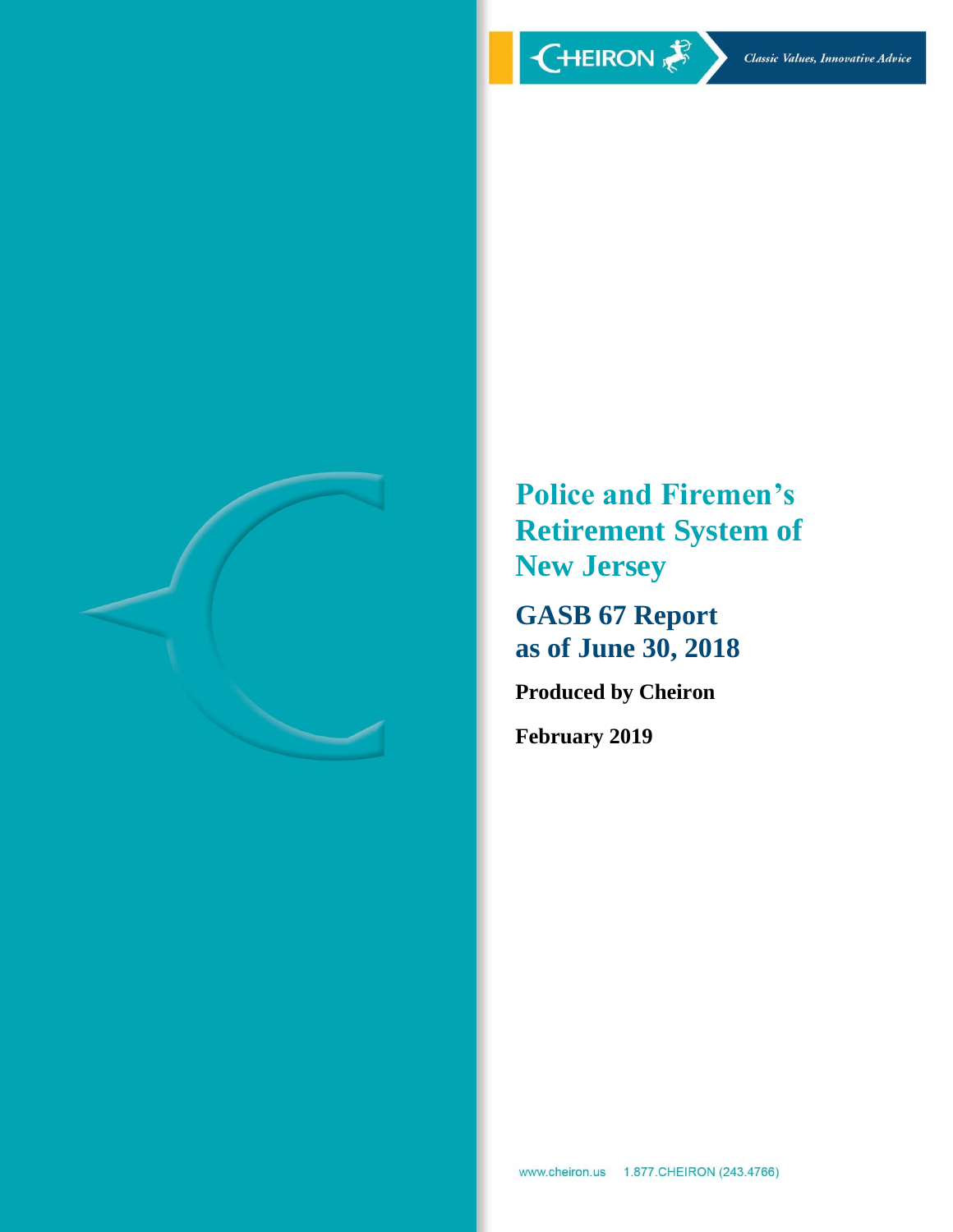CHEIRON

*Classic Values, Innovative Advice*

# Police and Firemen's Retirement System of New Jersey

## GASB 67 Report as of June 30, 2018

**Produced by Cheiron**

**February 2019**

www.cheiron.us 1.877.CHEIRON (243.4766)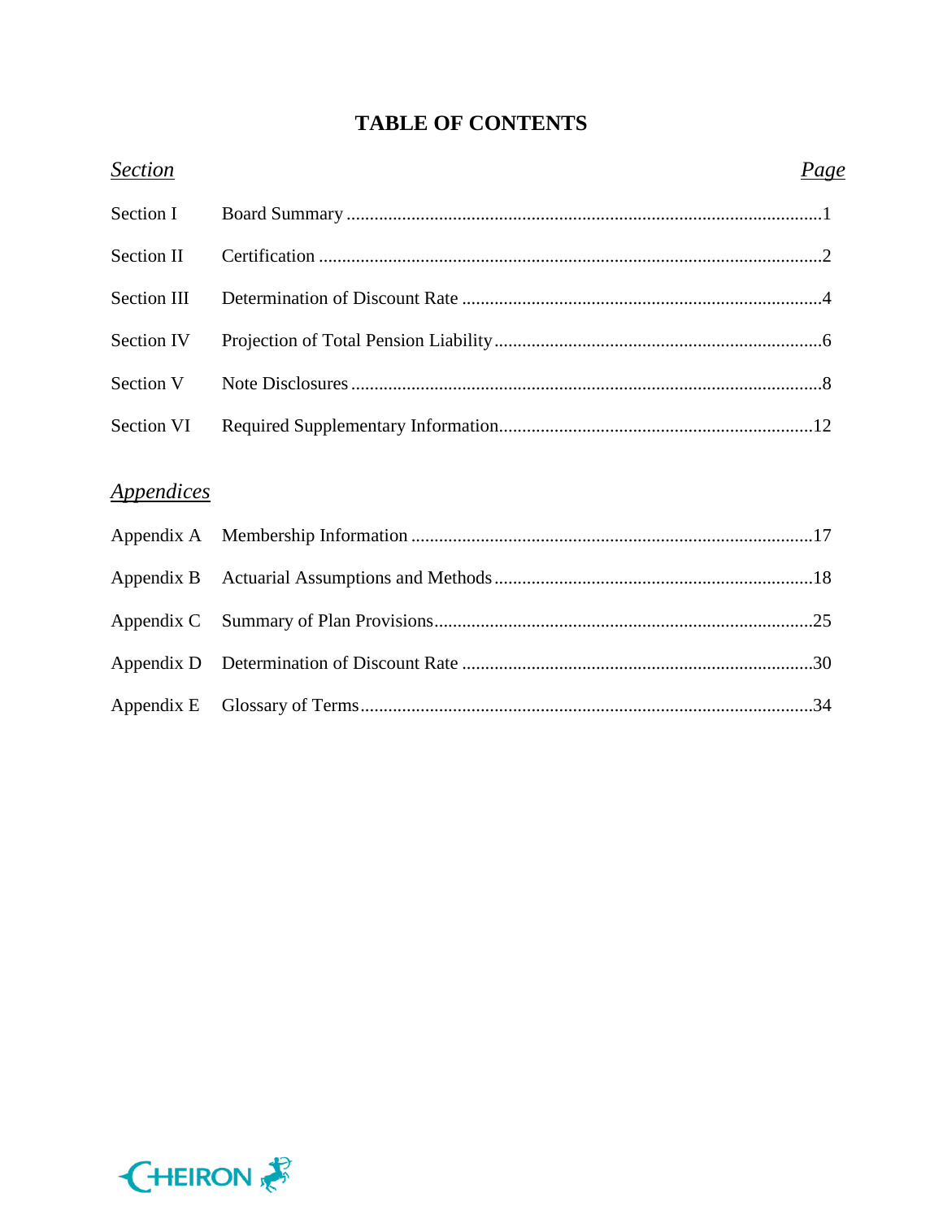# TABLE OF CONTENTS

| *Section* | | *Page* |
|---|---|---|
| Section I | Board Summary | 1 |
| Section II | Certification | 2 |
| Section III | Determination of Discount Rate | 4 |
| Section IV | Projection of Total Pension Liability | 6 |
| Section V | Note Disclosures | 8 |
| Section VI | Required Supplementary Information | 12 |

| *Appendices* | | |
|---|---|---|
| Appendix A | Membership Information | 17 |
| Appendix B | Actuarial Assumptions and Methods | 18 |
| Appendix C | Summary of Plan Provisions | 25 |
| Appendix D | Determination of Discount Rate | 30 |
| Appendix E | Glossary of Terms | 34 |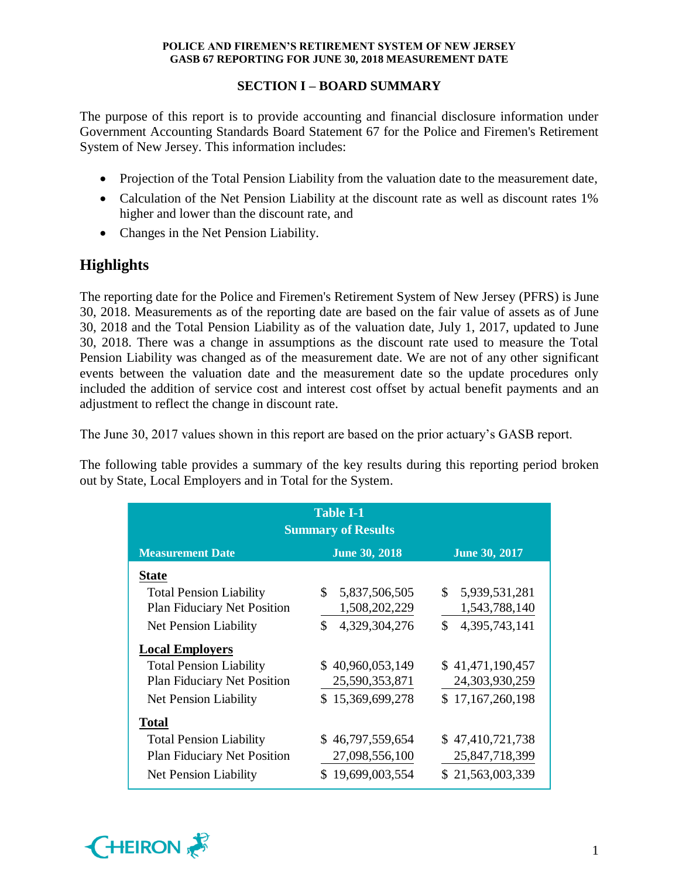## SECTION I – BOARD SUMMARY

The purpose of this report is to provide accounting and financial disclosure information under Government Accounting Standards Board Statement 67 for the Police and Firemen's Retirement System of New Jersey. This information includes:

- Projection of the Total Pension Liability from the valuation date to the measurement date,
- Calculation of the Net Pension Liability at the discount rate as well as discount rates 1% higher and lower than the discount rate, and
- Changes in the Net Pension Liability.

## Highlights

The reporting date for the Police and Firemen's Retirement System of New Jersey (PFRS) is June 30, 2018. Measurements as of the reporting date are based on the fair value of assets as of June 30, 2018 and the Total Pension Liability as of the valuation date, July 1, 2017, updated to June 30, 2018. There was a change in assumptions as the discount rate used to measure the Total Pension Liability was changed as of the measurement date. We are not of any other significant events between the valuation date and the measurement date so the update procedures only included the addition of service cost and interest cost offset by actual benefit payments and an adjustment to reflect the change in discount rate.

The June 30, 2017 values shown in this report are based on the prior actuary's GASB report.

The following table provides a summary of the key results during this reporting period broken out by State, Local Employers and in Total for the System.

**Table I-1**
**Summary of Results**

| Measurement Date | June 30, 2018 | June 30, 2017 |
|---|---|---|
| **State** | | |
| Total Pension Liability | $ 5,837,506,505 | $ 5,939,531,281 |
| Plan Fiduciary Net Position | 1,508,202,229 | 1,543,788,140 |
| Net Pension Liability | $ 4,329,304,276 | $ 4,395,743,141 |
| **Local Employers** | | |
| Total Pension Liability | $ 40,960,053,149 | $ 41,471,190,457 |
| Plan Fiduciary Net Position | 25,590,353,871 | 24,303,930,259 |
| Net Pension Liability | $ 15,369,699,278 | $ 17,167,260,198 |
| **Total** | | |
| Total Pension Liability | $ 46,797,559,654 | $ 47,410,721,738 |
| Plan Fiduciary Net Position | 27,098,556,100 | 25,847,718,399 |
| Net Pension Liability | $ 19,699,003,554 | $ 21,563,003,339 |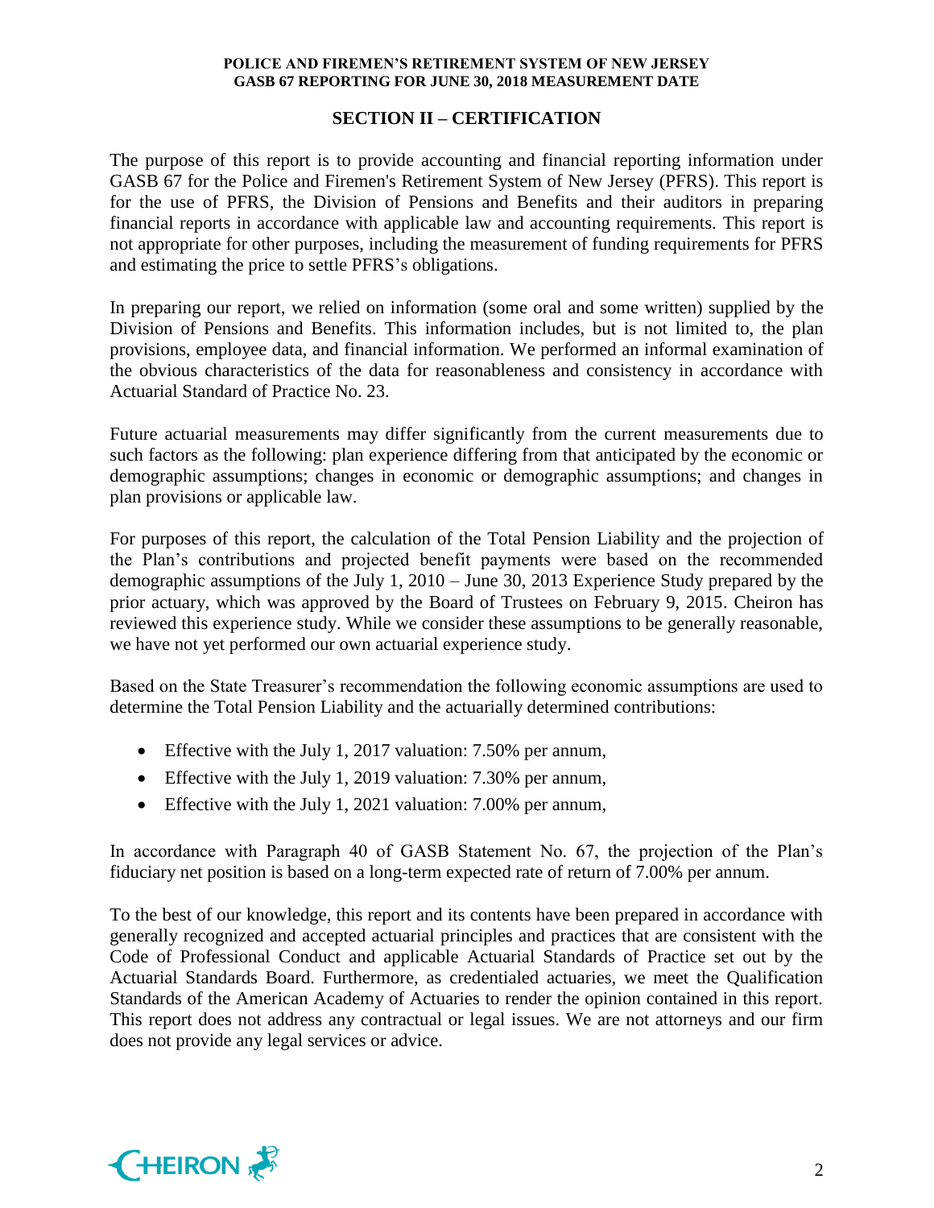## SECTION II – CERTIFICATION

The purpose of this report is to provide accounting and financial reporting information under GASB 67 for the Police and Firemen's Retirement System of New Jersey (PFRS). This report is for the use of PFRS, the Division of Pensions and Benefits and their auditors in preparing financial reports in accordance with applicable law and accounting requirements. This report is not appropriate for other purposes, including the measurement of funding requirements for PFRS and estimating the price to settle PFRS's obligations.

In preparing our report, we relied on information (some oral and some written) supplied by the Division of Pensions and Benefits. This information includes, but is not limited to, the plan provisions, employee data, and financial information. We performed an informal examination of the obvious characteristics of the data for reasonableness and consistency in accordance with Actuarial Standard of Practice No. 23.

Future actuarial measurements may differ significantly from the current measurements due to such factors as the following: plan experience differing from that anticipated by the economic or demographic assumptions; changes in economic or demographic assumptions; and changes in plan provisions or applicable law.

For purposes of this report, the calculation of the Total Pension Liability and the projection of the Plan's contributions and projected benefit payments were based on the recommended demographic assumptions of the July 1, 2010 – June 30, 2013 Experience Study prepared by the prior actuary, which was approved by the Board of Trustees on February 9, 2015. Cheiron has reviewed this experience study. While we consider these assumptions to be generally reasonable, we have not yet performed our own actuarial experience study.

Based on the State Treasurer's recommendation the following economic assumptions are used to determine the Total Pension Liability and the actuarially determined contributions:

- Effective with the July 1, 2017 valuation: 7.50% per annum,
- Effective with the July 1, 2019 valuation: 7.30% per annum,
- Effective with the July 1, 2021 valuation: 7.00% per annum,

In accordance with Paragraph 40 of GASB Statement No. 67, the projection of the Plan's fiduciary net position is based on a long-term expected rate of return of 7.00% per annum.

To the best of our knowledge, this report and its contents have been prepared in accordance with generally recognized and accepted actuarial principles and practices that are consistent with the Code of Professional Conduct and applicable Actuarial Standards of Practice set out by the Actuarial Standards Board. Furthermore, as credentialed actuaries, we meet the Qualification Standards of the American Academy of Actuaries to render the opinion contained in this report. This report does not address any contractual or legal issues. We are not attorneys and our firm does not provide any legal services or advice.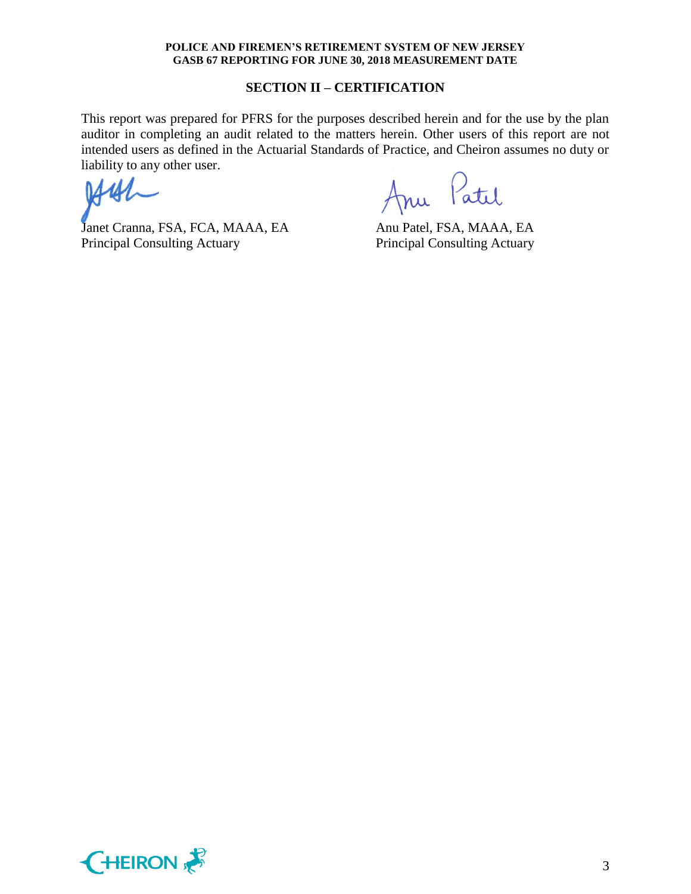## SECTION II – CERTIFICATION

This report was prepared for PFRS for the purposes described herein and for the use by the plan auditor in completing an audit related to the matters herein. Other users of this report are not intended users as defined in the Actuarial Standards of Practice, and Cheiron assumes no duty or liability to any other user.

| | |
|---|---|
| Janet Cranna, FSA, FCA, MAAA, EA | Anu Patel, FSA, MAAA, EA |
| Principal Consulting Actuary | Principal Consulting Actuary |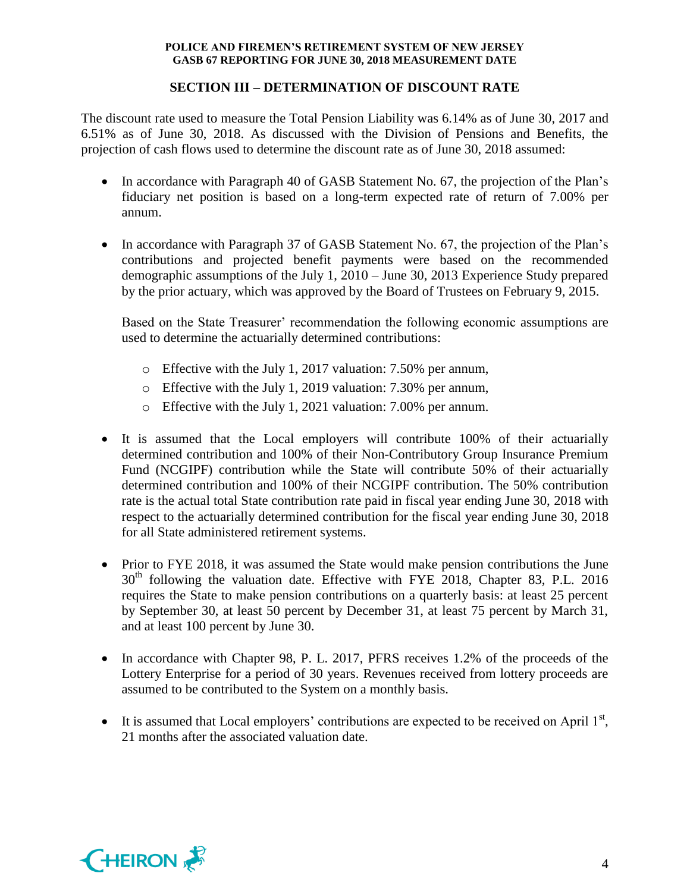## SECTION III – DETERMINATION OF DISCOUNT RATE

The discount rate used to measure the Total Pension Liability was 6.14% as of June 30, 2017 and 6.51% as of June 30, 2018. As discussed with the Division of Pensions and Benefits, the projection of cash flows used to determine the discount rate as of June 30, 2018 assumed:

- In accordance with Paragraph 40 of GASB Statement No. 67, the projection of the Plan's fiduciary net position is based on a long-term expected rate of return of 7.00% per annum.

- In accordance with Paragraph 37 of GASB Statement No. 67, the projection of the Plan's contributions and projected benefit payments were based on the recommended demographic assumptions of the July 1, 2010 – June 30, 2013 Experience Study prepared by the prior actuary, which was approved by the Board of Trustees on February 9, 2015.

  Based on the State Treasurer' recommendation the following economic assumptions are used to determine the actuarially determined contributions:

  - Effective with the July 1, 2017 valuation: 7.50% per annum,
  - Effective with the July 1, 2019 valuation: 7.30% per annum,
  - Effective with the July 1, 2021 valuation: 7.00% per annum.

- It is assumed that the Local employers will contribute 100% of their actuarially determined contribution and 100% of their Non-Contributory Group Insurance Premium Fund (NCGIPF) contribution while the State will contribute 50% of their actuarially determined contribution and 100% of their NCGIPF contribution. The 50% contribution rate is the actual total State contribution rate paid in fiscal year ending June 30, 2018 with respect to the actuarially determined contribution for the fiscal year ending June 30, 2018 for all State administered retirement systems.

- Prior to FYE 2018, it was assumed the State would make pension contributions the June 30th following the valuation date. Effective with FYE 2018, Chapter 83, P.L. 2016 requires the State to make pension contributions on a quarterly basis: at least 25 percent by September 30, at least 50 percent by December 31, at least 75 percent by March 31, and at least 100 percent by June 30.

- In accordance with Chapter 98, P. L. 2017, PFRS receives 1.2% of the proceeds of the Lottery Enterprise for a period of 30 years. Revenues received from lottery proceeds are assumed to be contributed to the System on a monthly basis.

- It is assumed that Local employers' contributions are expected to be received on April 1st, 21 months after the associated valuation date.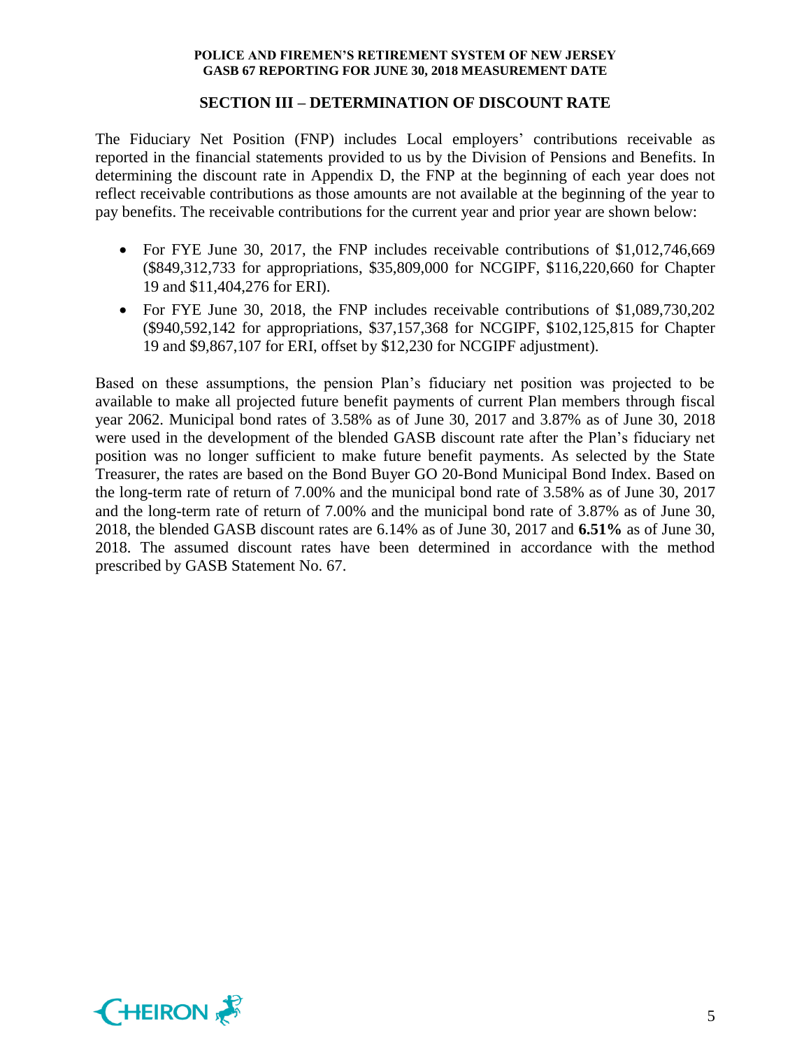## SECTION III – DETERMINATION OF DISCOUNT RATE

The Fiduciary Net Position (FNP) includes Local employers' contributions receivable as reported in the financial statements provided to us by the Division of Pensions and Benefits. In determining the discount rate in Appendix D, the FNP at the beginning of each year does not reflect receivable contributions as those amounts are not available at the beginning of the year to pay benefits. The receivable contributions for the current year and prior year are shown below:

- For FYE June 30, 2017, the FNP includes receivable contributions of $1,012,746,669 ($849,312,733 for appropriations, $35,809,000 for NCGIPF, $116,220,660 for Chapter 19 and $11,404,276 for ERI).
- For FYE June 30, 2018, the FNP includes receivable contributions of $1,089,730,202 ($940,592,142 for appropriations, $37,157,368 for NCGIPF, $102,125,815 for Chapter 19 and $9,867,107 for ERI, offset by $12,230 for NCGIPF adjustment).

Based on these assumptions, the pension Plan's fiduciary net position was projected to be available to make all projected future benefit payments of current Plan members through fiscal year 2062. Municipal bond rates of 3.58% as of June 30, 2017 and 3.87% as of June 30, 2018 were used in the development of the blended GASB discount rate after the Plan's fiduciary net position was no longer sufficient to make future benefit payments. As selected by the State Treasurer, the rates are based on the Bond Buyer GO 20-Bond Municipal Bond Index. Based on the long-term rate of return of 7.00% and the municipal bond rate of 3.58% as of June 30, 2017 and the long-term rate of return of 7.00% and the municipal bond rate of 3.87% as of June 30, 2018, the blended GASB discount rates are 6.14% as of June 30, 2017 and **6.51%** as of June 30, 2018. The assumed discount rates have been determined in accordance with the method prescribed by GASB Statement No. 67.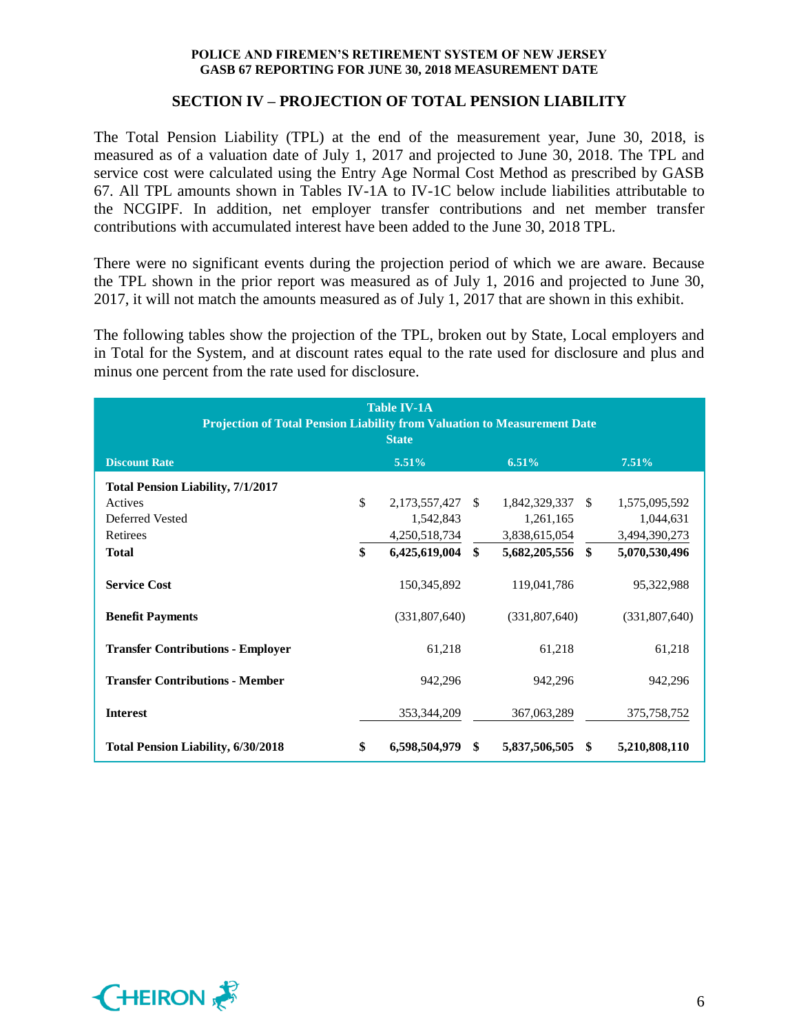## SECTION IV – PROJECTION OF TOTAL PENSION LIABILITY

The Total Pension Liability (TPL) at the end of the measurement year, June 30, 2018, is measured as of a valuation date of July 1, 2017 and projected to June 30, 2018. The TPL and service cost were calculated using the Entry Age Normal Cost Method as prescribed by GASB 67. All TPL amounts shown in Tables IV-1A to IV-1C below include liabilities attributable to the NCGIPF. In addition, net employer transfer contributions and net member transfer contributions with accumulated interest have been added to the June 30, 2018 TPL.

There were no significant events during the projection period of which we are aware. Because the TPL shown in the prior report was measured as of July 1, 2016 and projected to June 30, 2017, it will not match the amounts measured as of July 1, 2017 that are shown in this exhibit.

The following tables show the projection of the TPL, broken out by State, Local employers and in Total for the System, and at discount rates equal to the rate used for disclosure and plus and minus one percent from the rate used for disclosure.

**Table IV-1A**
**Projection of Total Pension Liability from Valuation to Measurement Date**
**State**

| Discount Rate | 5.51% | 6.51% | 7.51% |
|---|---|---|---|
| **Total Pension Liability, 7/1/2017** | | | |
| Actives | $ 2,173,557,427 | $ 1,842,329,337 | $ 1,575,095,592 |
| Deferred Vested | 1,542,843 | 1,261,165 | 1,044,631 |
| Retirees | 4,250,518,734 | 3,838,615,054 | 3,494,390,273 |
| **Total** | **$ 6,425,619,004** | **$ 5,682,205,556** | **$ 5,070,530,496** |
| **Service Cost** | 150,345,892 | 119,041,786 | 95,322,988 |
| **Benefit Payments** | (331,807,640) | (331,807,640) | (331,807,640) |
| **Transfer Contributions - Employer** | 61,218 | 61,218 | 61,218 |
| **Transfer Contributions - Member** | 942,296 | 942,296 | 942,296 |
| **Interest** | 353,344,209 | 367,063,289 | 375,758,752 |
| **Total Pension Liability, 6/30/2018** | **$ 6,598,504,979** | **$ 5,837,506,505** | **$ 5,210,808,110** |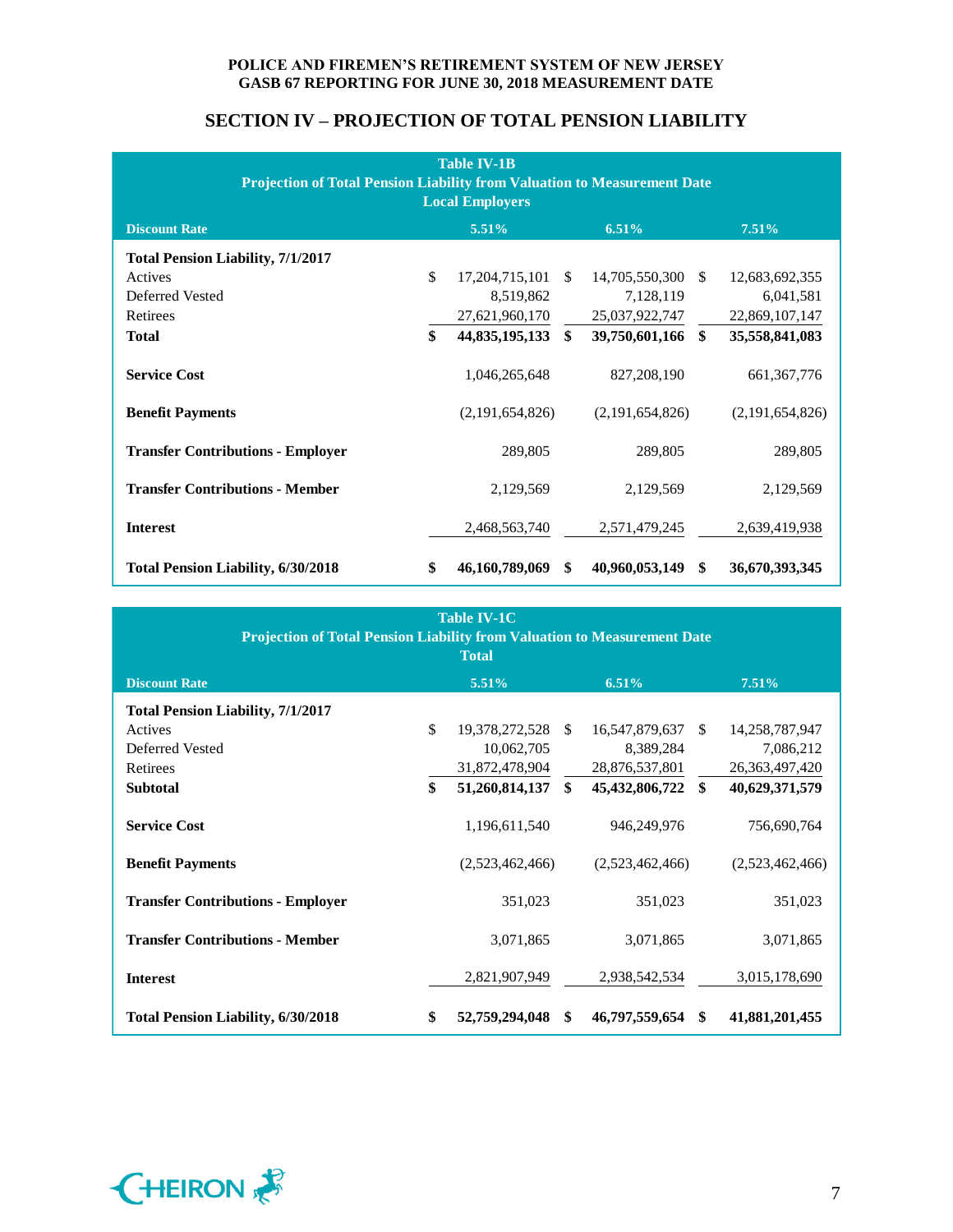## SECTION IV – PROJECTION OF TOTAL PENSION LIABILITY

**Table IV-1B**
**Projection of Total Pension Liability from Valuation to Measurement Date**
**Local Employers**

| Discount Rate | 5.51% | 6.51% | 7.51% |
|---|---|---|---|
| **Total Pension Liability, 7/1/2017** | | | |
| Actives | $ 17,204,715,101 | $ 14,705,550,300 | $ 12,683,692,355 |
| Deferred Vested | 8,519,862 | 7,128,119 | 6,041,581 |
| Retirees | 27,621,960,170 | 25,037,922,747 | 22,869,107,147 |
| **Total** | **$ 44,835,195,133** | **$ 39,750,601,166** | **$ 35,558,841,083** |
| **Service Cost** | 1,046,265,648 | 827,208,190 | 661,367,776 |
| **Benefit Payments** | (2,191,654,826) | (2,191,654,826) | (2,191,654,826) |
| **Transfer Contributions - Employer** | 289,805 | 289,805 | 289,805 |
| **Transfer Contributions - Member** | 2,129,569 | 2,129,569 | 2,129,569 |
| **Interest** | 2,468,563,740 | 2,571,479,245 | 2,639,419,938 |
| **Total Pension Liability, 6/30/2018** | **$ 46,160,789,069** | **$ 40,960,053,149** | **$ 36,670,393,345** |

**Table IV-1C**
**Projection of Total Pension Liability from Valuation to Measurement Date**
**Total**

| Discount Rate | 5.51% | 6.51% | 7.51% |
|---|---|---|---|
| **Total Pension Liability, 7/1/2017** | | | |
| Actives | $ 19,378,272,528 | $ 16,547,879,637 | $ 14,258,787,947 |
| Deferred Vested | 10,062,705 | 8,389,284 | 7,086,212 |
| Retirees | 31,872,478,904 | 28,876,537,801 | 26,363,497,420 |
| **Subtotal** | **$ 51,260,814,137** | **$ 45,432,806,722** | **$ 40,629,371,579** |
| **Service Cost** | 1,196,611,540 | 946,249,976 | 756,690,764 |
| **Benefit Payments** | (2,523,462,466) | (2,523,462,466) | (2,523,462,466) |
| **Transfer Contributions - Employer** | 351,023 | 351,023 | 351,023 |
| **Transfer Contributions - Member** | 3,071,865 | 3,071,865 | 3,071,865 |
| **Interest** | 2,821,907,949 | 2,938,542,534 | 3,015,178,690 |
| **Total Pension Liability, 6/30/2018** | **$ 52,759,294,048** | **$ 46,797,559,654** | **$ 41,881,201,455** |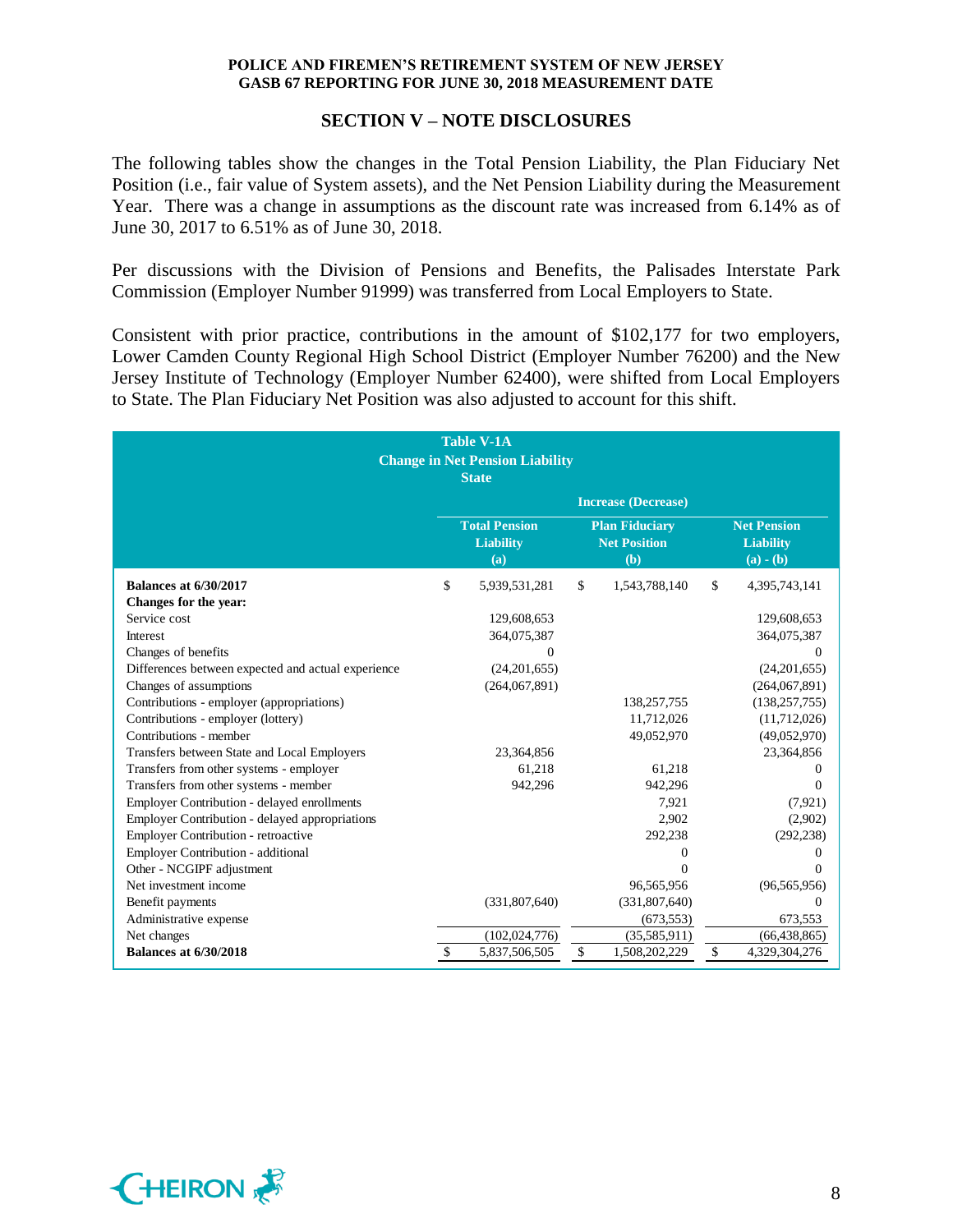## SECTION V – NOTE DISCLOSURES

The following tables show the changes in the Total Pension Liability, the Plan Fiduciary Net Position (i.e., fair value of System assets), and the Net Pension Liability during the Measurement Year. There was a change in assumptions as the discount rate was increased from 6.14% as of June 30, 2017 to 6.51% as of June 30, 2018.

Per discussions with the Division of Pensions and Benefits, the Palisades Interstate Park Commission (Employer Number 91999) was transferred from Local Employers to State.

Consistent with prior practice, contributions in the amount of $102,177 for two employers, Lower Camden County Regional High School District (Employer Number 76200) and the New Jersey Institute of Technology (Employer Number 62400), were shifted from Local Employers to State. The Plan Fiduciary Net Position was also adjusted to account for this shift.

**Table V-1A**
**Change in Net Pension Liability**
**State**

| | Increase (Decrease) | | |
|---|---|---|---|
| | Total Pension Liability (a) | Plan Fiduciary Net Position (b) | Net Pension Liability (a) - (b) |
| **Balances at 6/30/2017** | $ 5,939,531,281 | $ 1,543,788,140 | $ 4,395,743,141 |
| **Changes for the year:** | | | |
| Service cost | 129,608,653 | | 129,608,653 |
| Interest | 364,075,387 | | 364,075,387 |
| Changes of benefits | 0 | | 0 |
| Differences between expected and actual experience | (24,201,655) | | (24,201,655) |
| Changes of assumptions | (264,067,891) | | (264,067,891) |
| Contributions - employer (appropriations) | | 138,257,755 | (138,257,755) |
| Contributions - employer (lottery) | | 11,712,026 | (11,712,026) |
| Contributions - member | | 49,052,970 | (49,052,970) |
| Transfers between State and Local Employers | 23,364,856 | | 23,364,856 |
| Transfers from other systems - employer | 61,218 | 61,218 | 0 |
| Transfers from other systems - member | 942,296 | 942,296 | 0 |
| Employer Contribution - delayed enrollments | | 7,921 | (7,921) |
| Employer Contribution - delayed appropriations | | 2,902 | (2,902) |
| Employer Contribution - retroactive | | 292,238 | (292,238) |
| Employer Contribution - additional | | 0 | 0 |
| Other - NCGIPF adjustment | | 0 | 0 |
| Net investment income | | 96,565,956 | (96,565,956) |
| Benefit payments | (331,807,640) | (331,807,640) | 0 |
| Administrative expense | | (673,553) | 673,553 |
| Net changes | (102,024,776) | (35,585,911) | (66,438,865) |
| **Balances at 6/30/2018** | $ 5,837,506,505 | $ 1,508,202,229 | $ 4,329,304,276 |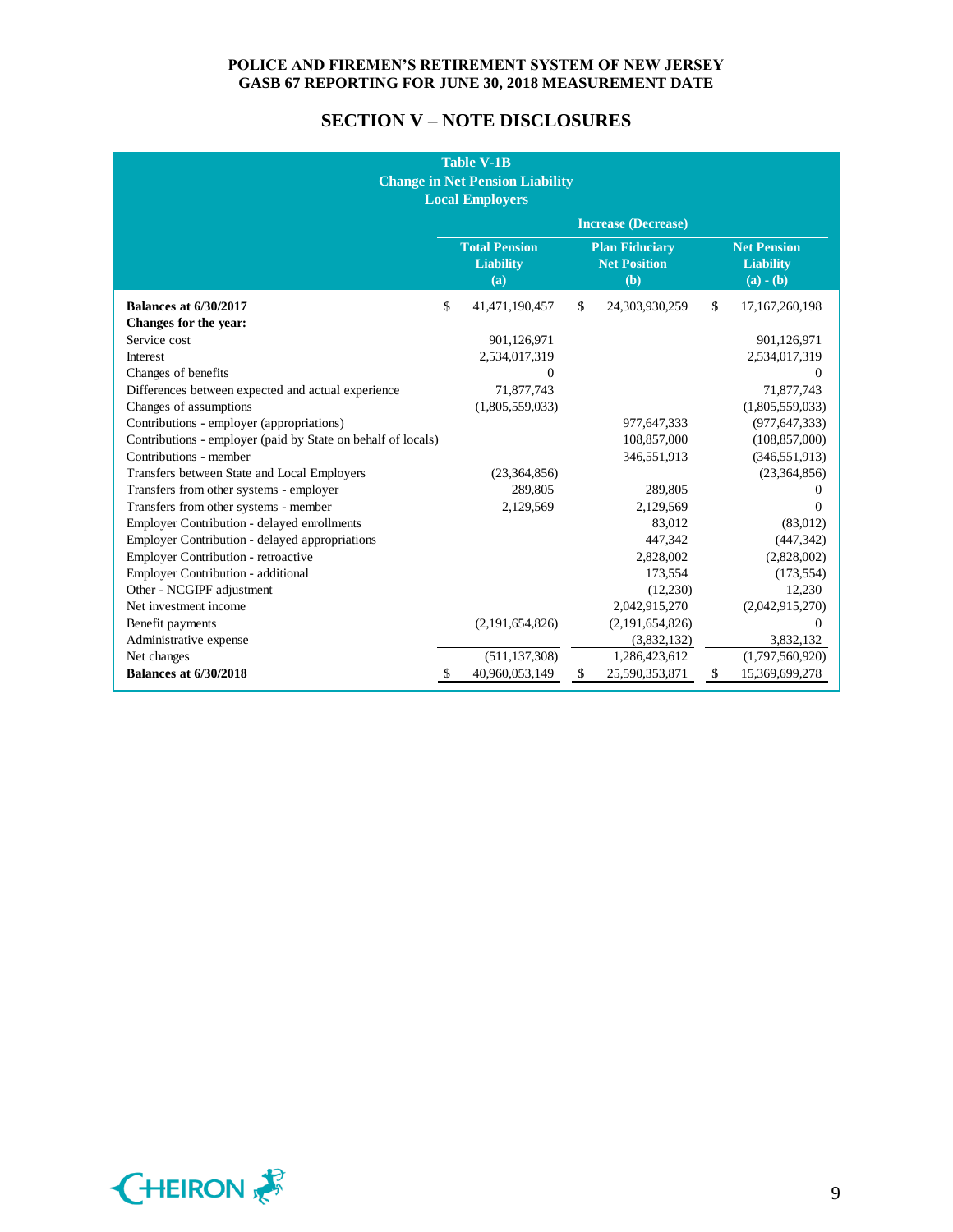## SECTION V – NOTE DISCLOSURES

**Table V-1B**
**Change in Net Pension Liability**
**Local Employers**

| | Increase (Decrease) | | |
|---|---|---|---|
| | **Total Pension Liability (a)** | **Plan Fiduciary Net Position (b)** | **Net Pension Liability (a) - (b)** |
| **Balances at 6/30/2017** | $ 41,471,190,457 | $ 24,303,930,259 | $ 17,167,260,198 |
| **Changes for the year:** | | | |
| Service cost | 901,126,971 | | 901,126,971 |
| Interest | 2,534,017,319 | | 2,534,017,319 |
| Changes of benefits | 0 | | 0 |
| Differences between expected and actual experience | 71,877,743 | | 71,877,743 |
| Changes of assumptions | (1,805,559,033) | | (1,805,559,033) |
| Contributions - employer (appropriations) | | 977,647,333 | (977,647,333) |
| Contributions - employer (paid by State on behalf of locals) | | 108,857,000 | (108,857,000) |
| Contributions - member | | 346,551,913 | (346,551,913) |
| Transfers between State and Local Employers | (23,364,856) | | (23,364,856) |
| Transfers from other systems - employer | 289,805 | 289,805 | 0 |
| Transfers from other systems - member | 2,129,569 | 2,129,569 | 0 |
| Employer Contribution - delayed enrollments | | 83,012 | (83,012) |
| Employer Contribution - delayed appropriations | | 447,342 | (447,342) |
| Employer Contribution - retroactive | | 2,828,002 | (2,828,002) |
| Employer Contribution - additional | | 173,554 | (173,554) |
| Other - NCGIPF adjustment | | (12,230) | 12,230 |
| Net investment income | | 2,042,915,270 | (2,042,915,270) |
| Benefit payments | (2,191,654,826) | (2,191,654,826) | 0 |
| Administrative expense | | (3,832,132) | 3,832,132 |
| Net changes | (511,137,308) | 1,286,423,612 | (1,797,560,920) |
| **Balances at 6/30/2018** | $ 40,960,053,149 | $ 25,590,353,871 | $ 15,369,699,278 |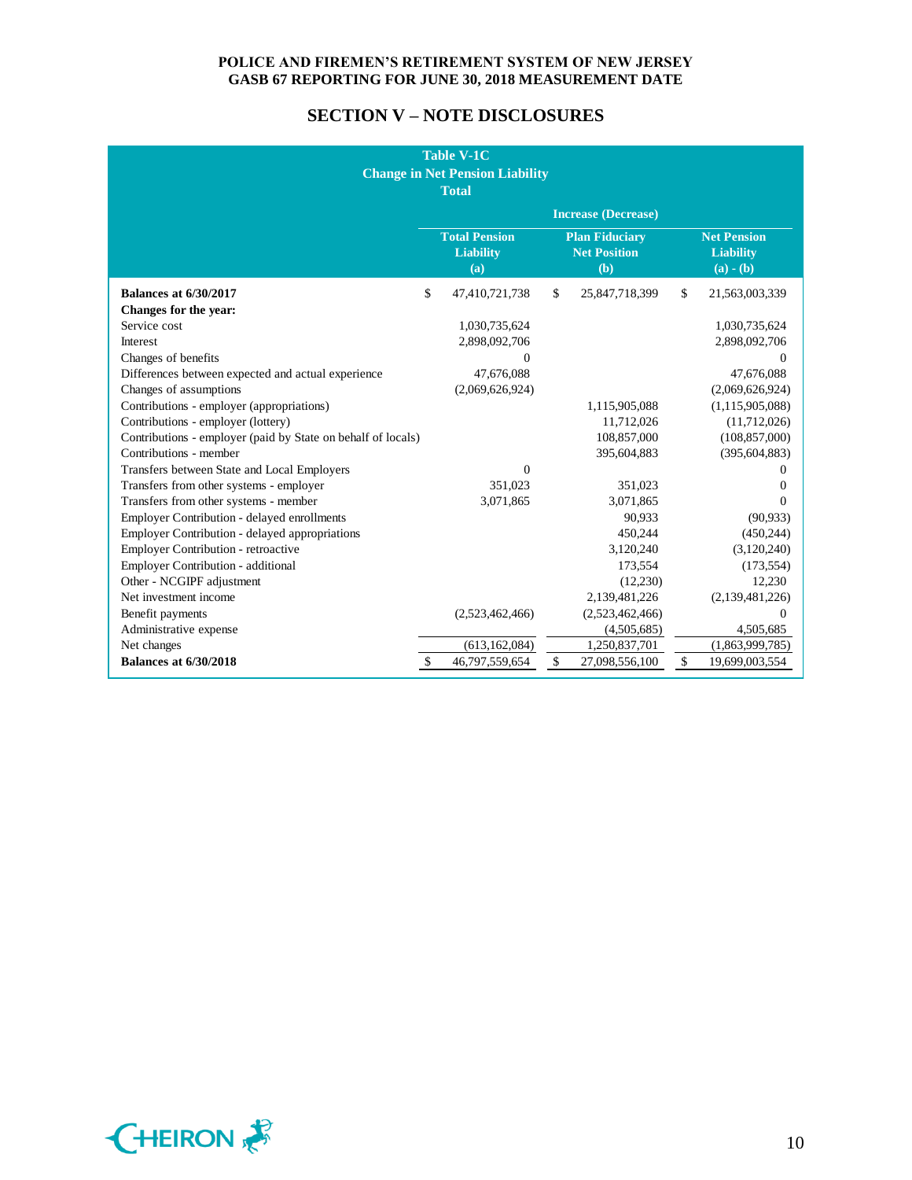# SECTION V – NOTE DISCLOSURES

**Table V-1C**
**Change in Net Pension Liability**
**Total**

| | Increase (Decrease) | | |
|---|---|---|---|
| | **Total Pension Liability (a)** | **Plan Fiduciary Net Position (b)** | **Net Pension Liability (a) - (b)** |
| **Balances at 6/30/2017** | $ 47,410,721,738 | $ 25,847,718,399 | $ 21,563,003,339 |
| **Changes for the year:** | | | |
| Service cost | 1,030,735,624 | | 1,030,735,624 |
| Interest | 2,898,092,706 | | 2,898,092,706 |
| Changes of benefits | 0 | | 0 |
| Differences between expected and actual experience | 47,676,088 | | 47,676,088 |
| Changes of assumptions | (2,069,626,924) | | (2,069,626,924) |
| Contributions - employer (appropriations) | | 1,115,905,088 | (1,115,905,088) |
| Contributions - employer (lottery) | | 11,712,026 | (11,712,026) |
| Contributions - employer (paid by State on behalf of locals) | | 108,857,000 | (108,857,000) |
| Contributions - member | | 395,604,883 | (395,604,883) |
| Transfers between State and Local Employers | 0 | | 0 |
| Transfers from other systems - employer | 351,023 | 351,023 | 0 |
| Transfers from other systems - member | 3,071,865 | 3,071,865 | 0 |
| Employer Contribution - delayed enrollments | | 90,933 | (90,933) |
| Employer Contribution - delayed appropriations | | 450,244 | (450,244) |
| Employer Contribution - retroactive | | 3,120,240 | (3,120,240) |
| Employer Contribution - additional | | 173,554 | (173,554) |
| Other - NCGIPF adjustment | | (12,230) | 12,230 |
| Net investment income | | 2,139,481,226 | (2,139,481,226) |
| Benefit payments | (2,523,462,466) | (2,523,462,466) | 0 |
| Administrative expense | | (4,505,685) | 4,505,685 |
| Net changes | (613,162,084) | 1,250,837,701 | (1,863,999,785) |
| **Balances at 6/30/2018** | $ 46,797,559,654 | $ 27,098,556,100 | $ 19,699,003,554 |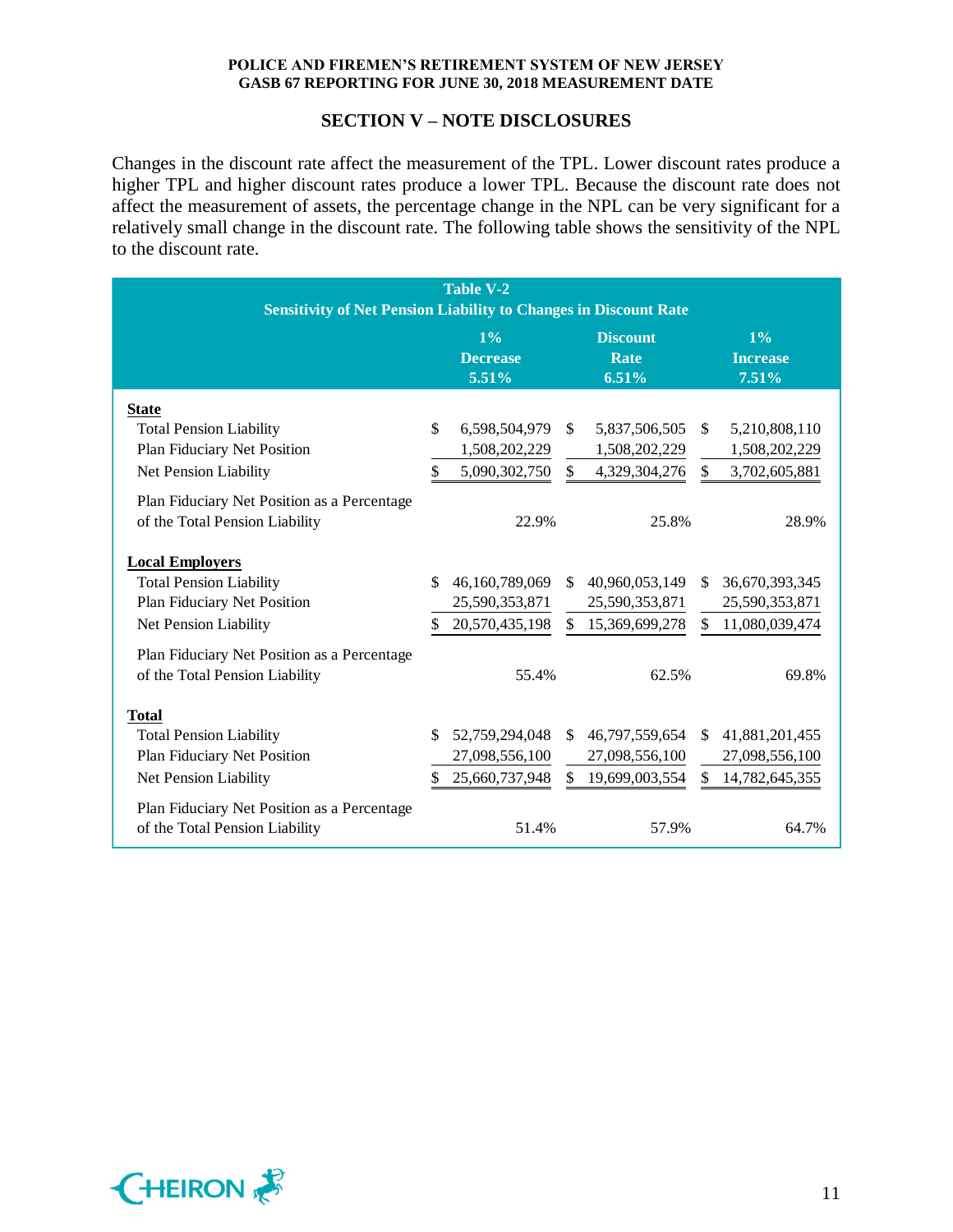## SECTION V – NOTE DISCLOSURES

Changes in the discount rate affect the measurement of the TPL. Lower discount rates produce a higher TPL and higher discount rates produce a lower TPL. Because the discount rate does not affect the measurement of assets, the percentage change in the NPL can be very significant for a relatively small change in the discount rate. The following table shows the sensitivity of the NPL to the discount rate.

**Table V-2**
**Sensitivity of Net Pension Liability to Changes in Discount Rate**

| | 1% Decrease 5.51% | Discount Rate 6.51% | 1% Increase 7.51% |
|---|---|---|---|
| **State** | | | |
| Total Pension Liability | $ 6,598,504,979 | $ 5,837,506,505 | $ 5,210,808,110 |
| Plan Fiduciary Net Position | 1,508,202,229 | 1,508,202,229 | 1,508,202,229 |
| Net Pension Liability | $ 5,090,302,750 | $ 4,329,304,276 | $ 3,702,605,881 |
| Plan Fiduciary Net Position as a Percentage of the Total Pension Liability | 22.9% | 25.8% | 28.9% |
| **Local Employers** | | | |
| Total Pension Liability | $ 46,160,789,069 | $ 40,960,053,149 | $ 36,670,393,345 |
| Plan Fiduciary Net Position | 25,590,353,871 | 25,590,353,871 | 25,590,353,871 |
| Net Pension Liability | $ 20,570,435,198 | $ 15,369,699,278 | $ 11,080,039,474 |
| Plan Fiduciary Net Position as a Percentage of the Total Pension Liability | 55.4% | 62.5% | 69.8% |
| **Total** | | | |
| Total Pension Liability | $ 52,759,294,048 | $ 46,797,559,654 | $ 41,881,201,455 |
| Plan Fiduciary Net Position | 27,098,556,100 | 27,098,556,100 | 27,098,556,100 |
| Net Pension Liability | $ 25,660,737,948 | $ 19,699,003,554 | $ 14,782,645,355 |
| Plan Fiduciary Net Position as a Percentage of the Total Pension Liability | 51.4% | 57.9% | 64.7% |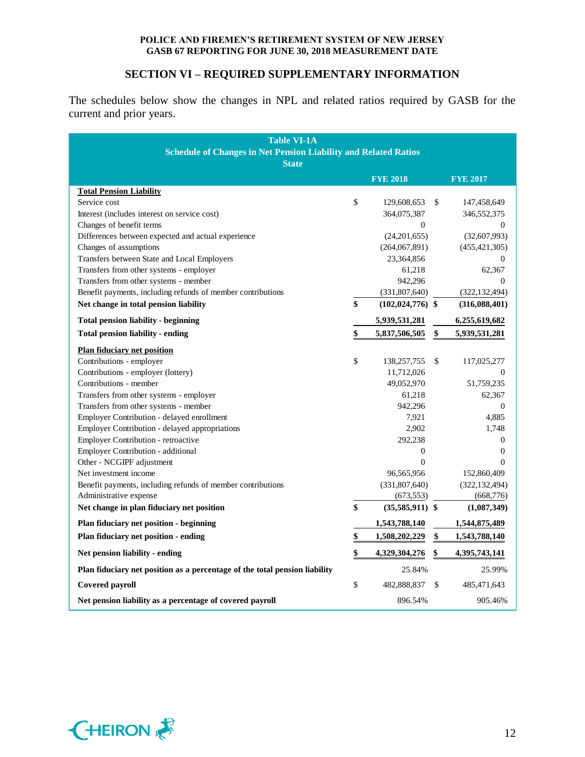## SECTION VI – REQUIRED SUPPLEMENTARY INFORMATION

The schedules below show the changes in NPL and related ratios required by GASB for the current and prior years.

**Table VI-1A**
**Schedule of Changes in Net Pension Liability and Related Ratios**
**State**

| | FYE 2018 | FYE 2017 |
|---|---|---|
| **Total Pension Liability** | | |
| Service cost | $ 129,608,653 | $ 147,458,649 |
| Interest (includes interest on service cost) | 364,075,387 | 346,552,375 |
| Changes of benefit terms | 0 | 0 |
| Differences between expected and actual experience | (24,201,655) | (32,607,993) |
| Changes of assumptions | (264,067,891) | (455,421,305) |
| Transfers between State and Local Employers | 23,364,856 | 0 |
| Transfers from other systems - employer | 61,218 | 62,367 |
| Transfers from other systems - member | 942,296 | 0 |
| Benefit payments, including refunds of member contributions | (331,807,640) | (322,132,494) |
| **Net change in total pension liability** | **$ (102,024,776)** | **$ (316,088,401)** |
| **Total pension liability - beginning** | **5,939,531,281** | **6,255,619,682** |
| **Total pension liability - ending** | **$ 5,837,506,505** | **$ 5,939,531,281** |
| **Plan fiduciary net position** | | |
| Contributions - employer | $ 138,257,755 | $ 117,025,277 |
| Contributions - employer (lottery) | 11,712,026 | 0 |
| Contributions - member | 49,052,970 | 51,759,235 |
| Transfers from other systems - employer | 61,218 | 62,367 |
| Transfers from other systems - member | 942,296 | 0 |
| Employer Contribution - delayed enrollment | 7,921 | 4,885 |
| Employer Contribution - delayed appropriations | 2,902 | 1,748 |
| Employer Contribution - retroactive | 292,238 | 0 |
| Employer Contribution - additional | 0 | 0 |
| Other - NCGIPF adjustment | 0 | 0 |
| Net investment income | 96,565,956 | 152,860,409 |
| Benefit payments, including refunds of member contributions | (331,807,640) | (322,132,494) |
| Administrative expense | (673,553) | (668,776) |
| **Net change in plan fiduciary net position** | **$ (35,585,911)** | **$ (1,087,349)** |
| **Plan fiduciary net position - beginning** | **1,543,788,140** | **1,544,875,489** |
| **Plan fiduciary net position - ending** | **$ 1,508,202,229** | **$ 1,543,788,140** |
| **Net pension liability - ending** | **$ 4,329,304,276** | **$ 4,395,743,141** |
| **Plan fiduciary net position as a percentage of the total pension liability** | 25.84% | 25.99% |
| **Covered payroll** | $ 482,888,837 | $ 485,471,643 |
| **Net pension liability as a percentage of covered payroll** | 896.54% | 905.46% |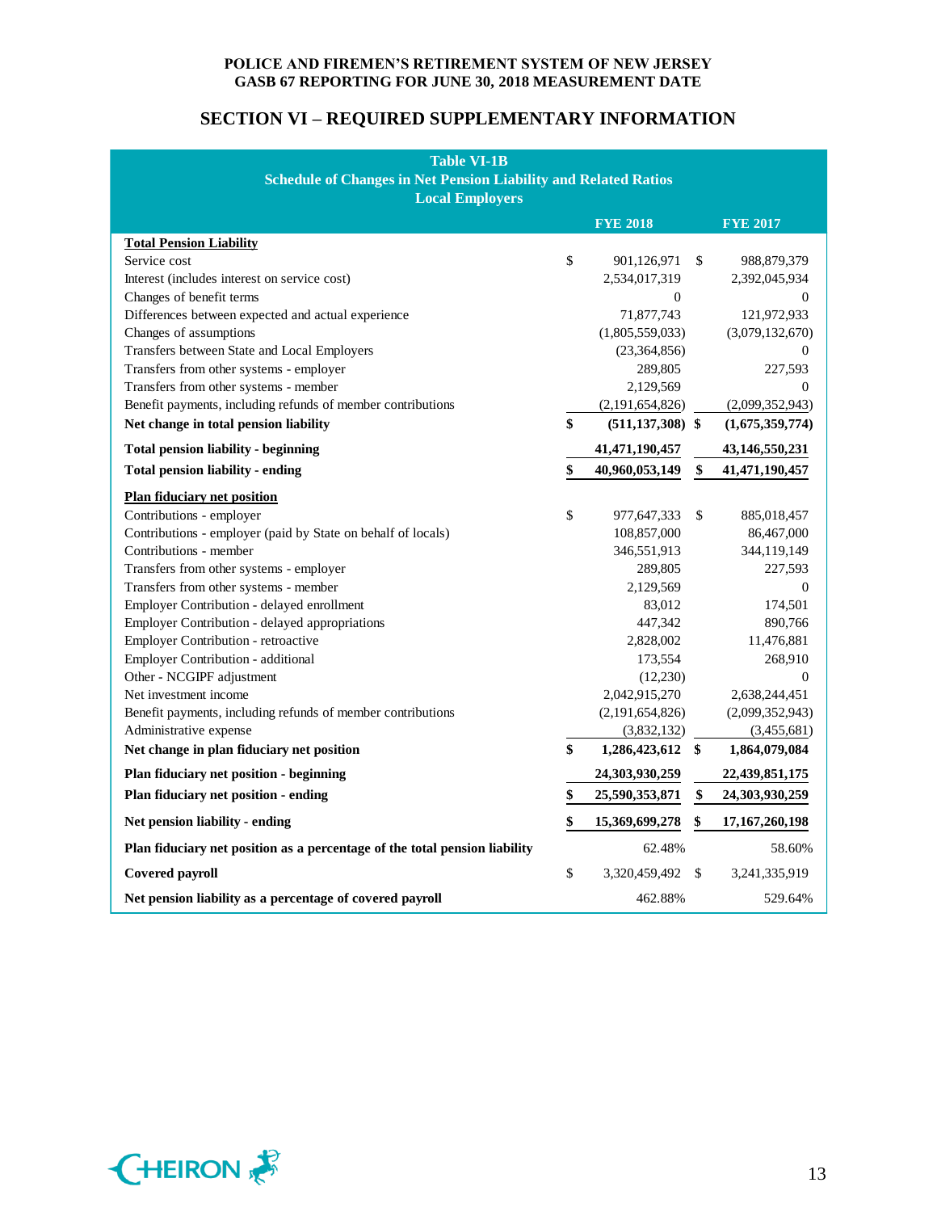POLICE AND FIREMEN'S RETIREMENT SYSTEM OF NEW JERSEY
GASB 67 REPORTING FOR JUNE 30, 2018 MEASUREMENT DATE

## SECTION VI – REQUIRED SUPPLEMENTARY INFORMATION

**Table VI-1B**
**Schedule of Changes in Net Pension Liability and Related Ratios**
**Local Employers**

| | FYE 2018 | FYE 2017 |
|---|---|---|
| **Total Pension Liability** | | |
| Service cost | $ 901,126,971 | $ 988,879,379 |
| Interest (includes interest on service cost) | 2,534,017,319 | 2,392,045,934 |
| Changes of benefit terms | 0 | 0 |
| Differences between expected and actual experience | 71,877,743 | 121,972,933 |
| Changes of assumptions | (1,805,559,033) | (3,079,132,670) |
| Transfers between State and Local Employers | (23,364,856) | 0 |
| Transfers from other systems - employer | 289,805 | 227,593 |
| Transfers from other systems - member | 2,129,569 | 0 |
| Benefit payments, including refunds of member contributions | (2,191,654,826) | (2,099,352,943) |
| **Net change in total pension liability** | **$ (511,137,308)** | **$ (1,675,359,774)** |
| **Total pension liability - beginning** | **41,471,190,457** | **43,146,550,231** |
| **Total pension liability - ending** | **$ 40,960,053,149** | **$ 41,471,190,457** |
| **Plan fiduciary net position** | | |
| Contributions - employer | $ 977,647,333 | $ 885,018,457 |
| Contributions - employer (paid by State on behalf of locals) | 108,857,000 | 86,467,000 |
| Contributions - member | 346,551,913 | 344,119,149 |
| Transfers from other systems - employer | 289,805 | 227,593 |
| Transfers from other systems - member | 2,129,569 | 0 |
| Employer Contribution - delayed enrollment | 83,012 | 174,501 |
| Employer Contribution - delayed appropriations | 447,342 | 890,766 |
| Employer Contribution - retroactive | 2,828,002 | 11,476,881 |
| Employer Contribution - additional | 173,554 | 268,910 |
| Other - NCGIPF adjustment | (12,230) | 0 |
| Net investment income | 2,042,915,270 | 2,638,244,451 |
| Benefit payments, including refunds of member contributions | (2,191,654,826) | (2,099,352,943) |
| Administrative expense | (3,832,132) | (3,455,681) |
| **Net change in plan fiduciary net position** | **$ 1,286,423,612** | **$ 1,864,079,084** |
| **Plan fiduciary net position - beginning** | **24,303,930,259** | **22,439,851,175** |
| **Plan fiduciary net position - ending** | **$ 25,590,353,871** | **$ 24,303,930,259** |
| **Net pension liability - ending** | **$ 15,369,699,278** | **$ 17,167,260,198** |
| **Plan fiduciary net position as a percentage of the total pension liability** | 62.48% | 58.60% |
| **Covered payroll** | $ 3,320,459,492 | $ 3,241,335,919 |
| **Net pension liability as a percentage of covered payroll** | 462.88% | 529.64% |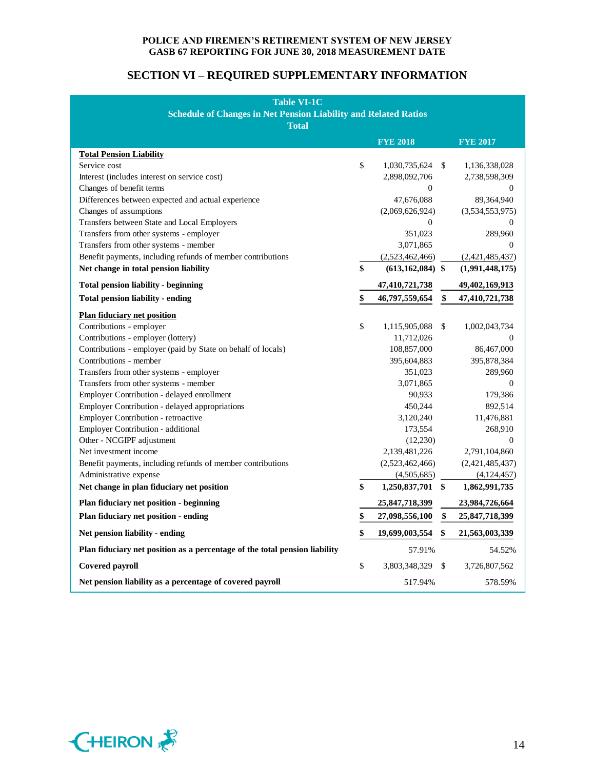## SECTION VI – REQUIRED SUPPLEMENTARY INFORMATION

**Table VI-1C**
**Schedule of Changes in Net Pension Liability and Related Ratios**
**Total**

| | FYE 2018 | FYE 2017 |
|---|---|---|
| **Total Pension Liability** | | |
| Service cost | $ 1,030,735,624 | $ 1,136,338,028 |
| Interest (includes interest on service cost) | 2,898,092,706 | 2,738,598,309 |
| Changes of benefit terms | 0 | 0 |
| Differences between expected and actual experience | 47,676,088 | 89,364,940 |
| Changes of assumptions | (2,069,626,924) | (3,534,553,975) |
| Transfers between State and Local Employers | 0 | 0 |
| Transfers from other systems - employer | 351,023 | 289,960 |
| Transfers from other systems - member | 3,071,865 | 0 |
| Benefit payments, including refunds of member contributions | (2,523,462,466) | (2,421,485,437) |
| **Net change in total pension liability** | **$ (613,162,084)** | **$ (1,991,448,175)** |
| **Total pension liability - beginning** | **47,410,721,738** | **49,402,169,913** |
| **Total pension liability - ending** | **$ 46,797,559,654** | **$ 47,410,721,738** |
| **Plan fiduciary net position** | | |
| Contributions - employer | $ 1,115,905,088 | $ 1,002,043,734 |
| Contributions - employer (lottery) | 11,712,026 | 0 |
| Contributions - employer (paid by State on behalf of locals) | 108,857,000 | 86,467,000 |
| Contributions - member | 395,604,883 | 395,878,384 |
| Transfers from other systems - employer | 351,023 | 289,960 |
| Transfers from other systems - member | 3,071,865 | 0 |
| Employer Contribution - delayed enrollment | 90,933 | 179,386 |
| Employer Contribution - delayed appropriations | 450,244 | 892,514 |
| Employer Contribution - retroactive | 3,120,240 | 11,476,881 |
| Employer Contribution - additional | 173,554 | 268,910 |
| Other - NCGIPF adjustment | (12,230) | 0 |
| Net investment income | 2,139,481,226 | 2,791,104,860 |
| Benefit payments, including refunds of member contributions | (2,523,462,466) | (2,421,485,437) |
| Administrative expense | (4,505,685) | (4,124,457) |
| **Net change in plan fiduciary net position** | **$ 1,250,837,701** | **$ 1,862,991,735** |
| **Plan fiduciary net position - beginning** | **25,847,718,399** | **23,984,726,664** |
| **Plan fiduciary net position - ending** | **$ 27,098,556,100** | **$ 25,847,718,399** |
| **Net pension liability - ending** | **$ 19,699,003,554** | **$ 21,563,003,339** |
| **Plan fiduciary net position as a percentage of the total pension liability** | 57.91% | 54.52% |
| **Covered payroll** | $ 3,803,348,329 | $ 3,726,807,562 |
| **Net pension liability as a percentage of covered payroll** | 517.94% | 578.59% |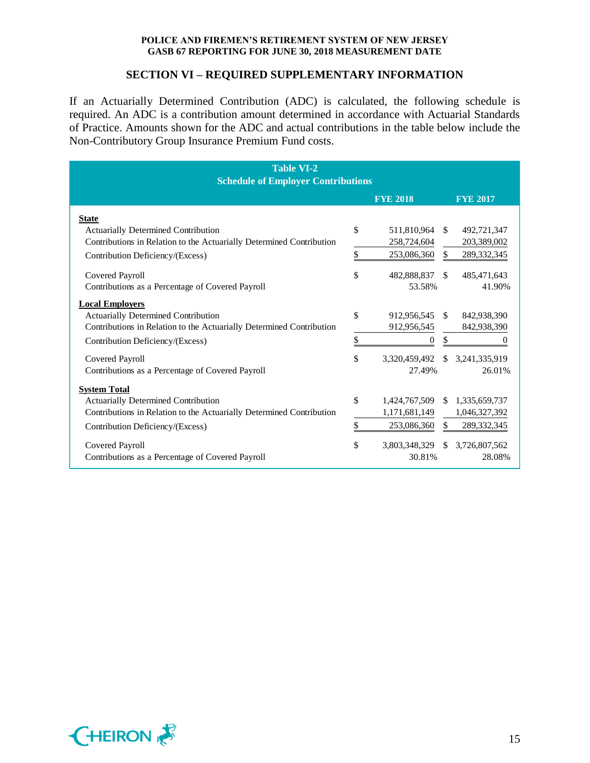## SECTION VI – REQUIRED SUPPLEMENTARY INFORMATION

If an Actuarially Determined Contribution (ADC) is calculated, the following schedule is required. An ADC is a contribution amount determined in accordance with Actuarial Standards of Practice. Amounts shown for the ADC and actual contributions in the table below include the Non-Contributory Group Insurance Premium Fund costs.

**Table VI-2**
**Schedule of Employer Contributions**

| | FYE 2018 | FYE 2017 |
|---|---|---|
| **State** | | |
| Actuarially Determined Contribution | $ 511,810,964 | $ 492,721,347 |
| Contributions in Relation to the Actuarially Determined Contribution | 258,724,604 | 203,389,002 |
| Contribution Deficiency/(Excess) | $ 253,086,360 | $ 289,332,345 |
| Covered Payroll | $ 482,888,837 | $ 485,471,643 |
| Contributions as a Percentage of Covered Payroll | 53.58% | 41.90% |
| **Local Employers** | | |
| Actuarially Determined Contribution | $ 912,956,545 | $ 842,938,390 |
| Contributions in Relation to the Actuarially Determined Contribution | 912,956,545 | 842,938,390 |
| Contribution Deficiency/(Excess) | $ 0 | $ 0 |
| Covered Payroll | $ 3,320,459,492 | $ 3,241,335,919 |
| Contributions as a Percentage of Covered Payroll | 27.49% | 26.01% |
| **System Total** | | |
| Actuarially Determined Contribution | $ 1,424,767,509 | $ 1,335,659,737 |
| Contributions in Relation to the Actuarially Determined Contribution | 1,171,681,149 | 1,046,327,392 |
| Contribution Deficiency/(Excess) | $ 253,086,360 | $ 289,332,345 |
| Covered Payroll | $ 3,803,348,329 | $ 3,726,807,562 |
| Contributions as a Percentage of Covered Payroll | 30.81% | 28.08% |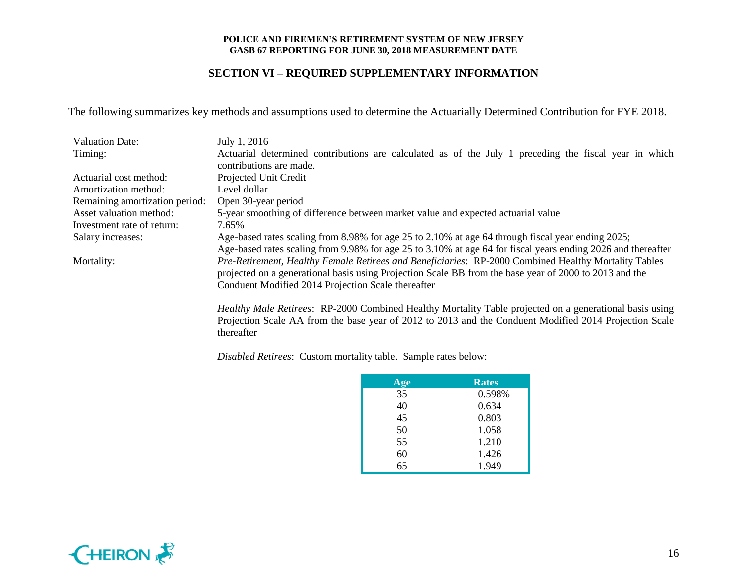## SECTION VI – REQUIRED SUPPLEMENTARY INFORMATION

The following summarizes key methods and assumptions used to determine the Actuarially Determined Contribution for FYE 2018.

| | |
|---|---|
| Valuation Date: | July 1, 2016 |
| Timing: | Actuarial determined contributions are calculated as of the July 1 preceding the fiscal year in which contributions are made. |
| Actuarial cost method: | Projected Unit Credit |
| Amortization method: | Level dollar |
| Remaining amortization period: | Open 30-year period |
| Asset valuation method: | 5-year smoothing of difference between market value and expected actuarial value |
| Investment rate of return: | 7.65% |
| Salary increases: | Age-based rates scaling from 8.98% for age 25 to 2.10% at age 64 through fiscal year ending 2025; Age-based rates scaling from 9.98% for age 25 to 3.10% at age 64 for fiscal years ending 2026 and thereafter |
| Mortality: | *Pre-Retirement, Healthy Female Retirees and Beneficiaries*: RP-2000 Combined Healthy Mortality Tables projected on a generational basis using Projection Scale BB from the base year of 2000 to 2013 and the Conduent Modified 2014 Projection Scale thereafter |

*Healthy Male Retirees*: RP-2000 Combined Healthy Mortality Table projected on a generational basis using Projection Scale AA from the base year of 2012 to 2013 and the Conduent Modified 2014 Projection Scale thereafter

*Disabled Retirees*: Custom mortality table. Sample rates below:

| Age | Rates |
|---|---|
| 35 | 0.598% |
| 40 | 0.634 |
| 45 | 0.803 |
| 50 | 1.058 |
| 55 | 1.210 |
| 60 | 1.426 |
| 65 | 1.949 |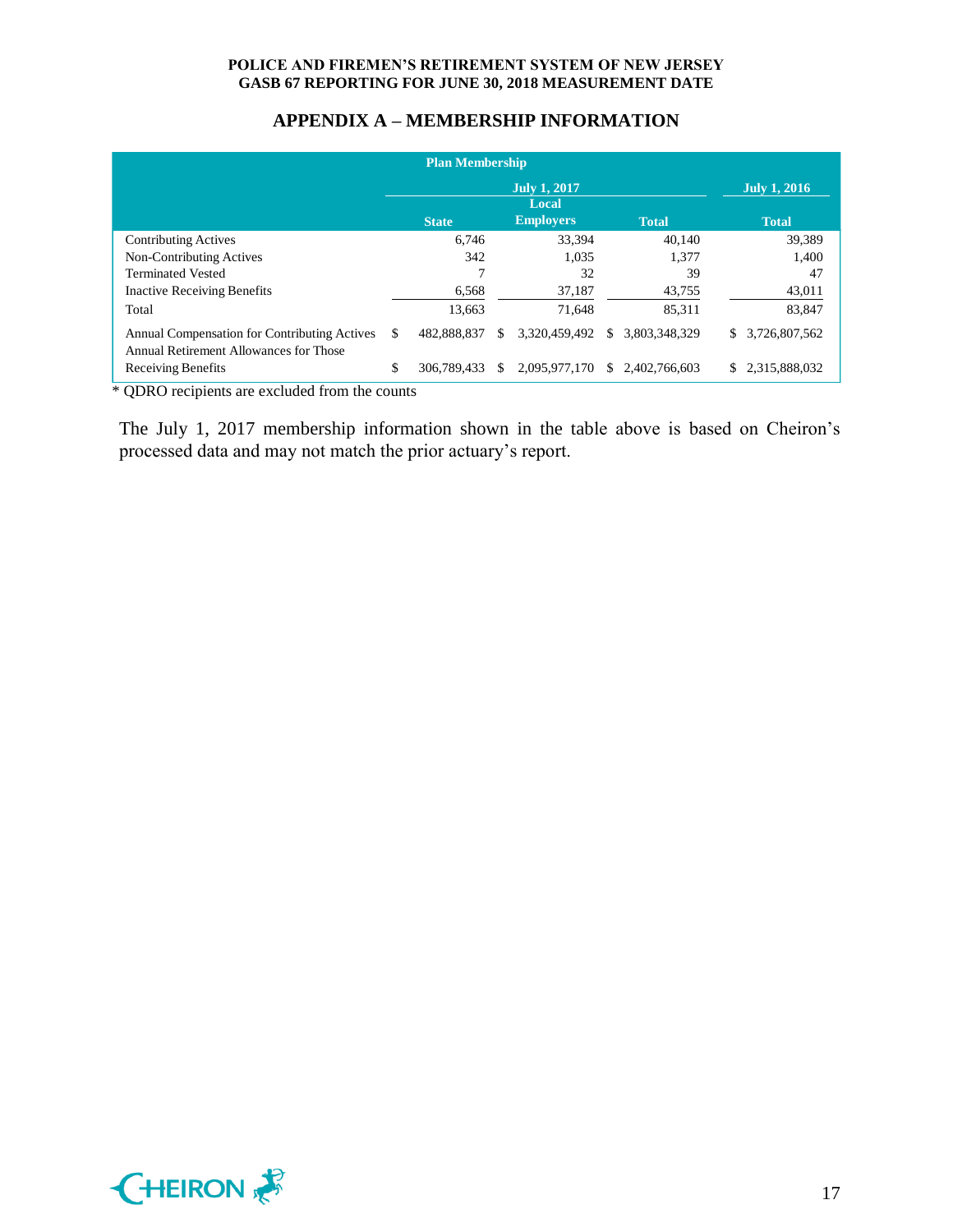## APPENDIX A – MEMBERSHIP INFORMATION

| Plan Membership | | | | |
|---|---|---|---|---|
| | July 1, 2017 | | | July 1, 2016 |
| | State | Local Employers | Total | Total |
| Contributing Actives | 6,746 | 33,394 | 40,140 | 39,389 |
| Non-Contributing Actives | 342 | 1,035 | 1,377 | 1,400 |
| Terminated Vested | 7 | 32 | 39 | 47 |
| Inactive Receiving Benefits | 6,568 | 37,187 | 43,755 | 43,011 |
| Total | 13,663 | 71,648 | 85,311 | 83,847 |
| Annual Compensation for Contributing Actives | $ 482,888,837 | $ 3,320,459,492 | $ 3,803,348,329 | $ 3,726,807,562 |
| Annual Retirement Allowances for Those Receiving Benefits | $ 306,789,433 | $ 2,095,977,170 | $ 2,402,766,603 | $ 2,315,888,032 |

* QDRO recipients are excluded from the counts

The July 1, 2017 membership information shown in the table above is based on Cheiron's processed data and may not match the prior actuary's report.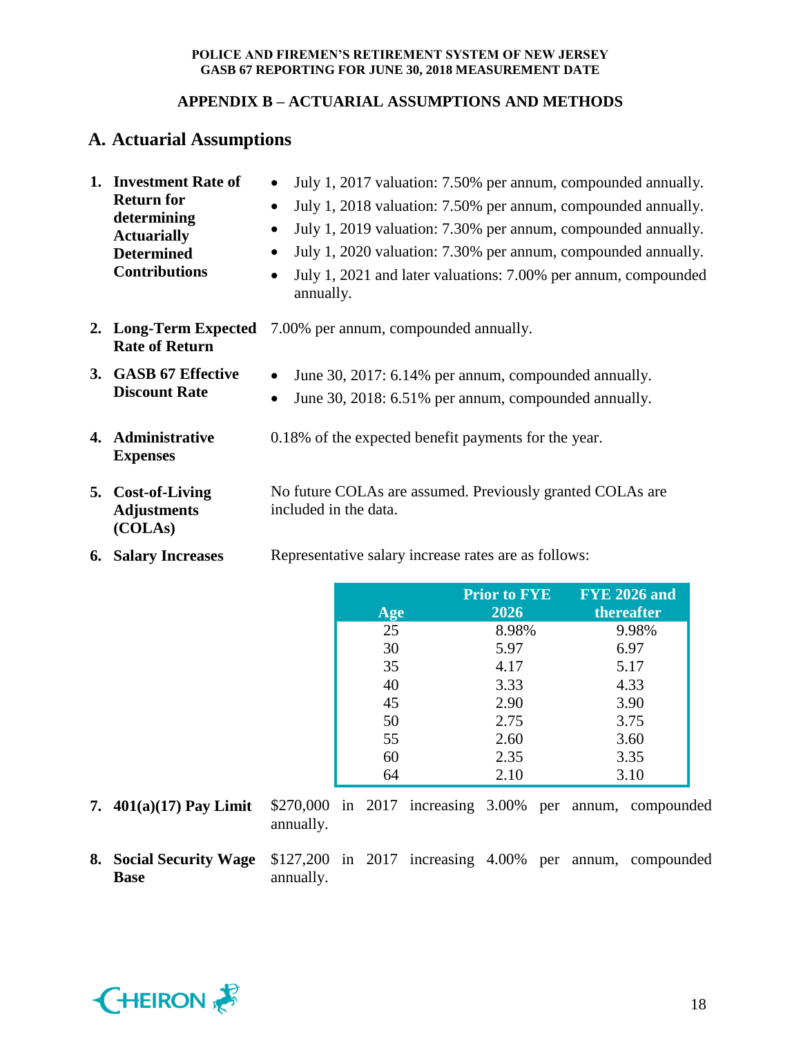## APPENDIX B – ACTUARIAL ASSUMPTIONS AND METHODS

## A. Actuarial Assumptions

1. **Investment Rate of Return for determining Actuarially Determined Contributions**
   - July 1, 2017 valuation: 7.50% per annum, compounded annually.
   - July 1, 2018 valuation: 7.50% per annum, compounded annually.
   - July 1, 2019 valuation: 7.30% per annum, compounded annually.
   - July 1, 2020 valuation: 7.30% per annum, compounded annually.
   - July 1, 2021 and later valuations: 7.00% per annum, compounded annually.

2. **Long-Term Expected Rate of Return**
   7.00% per annum, compounded annually.

3. **GASB 67 Effective Discount Rate**
   - June 30, 2017: 6.14% per annum, compounded annually.
   - June 30, 2018: 6.51% per annum, compounded annually.

4. **Administrative Expenses**
   0.18% of the expected benefit payments for the year.

5. **Cost-of-Living Adjustments (COLAs)**
   No future COLAs are assumed. Previously granted COLAs are included in the data.

6. **Salary Increases**
   Representative salary increase rates are as follows:

| Age | Prior to FYE 2026 | FYE 2026 and thereafter |
|---|---|---|
| 25 | 8.98% | 9.98% |
| 30 | 5.97 | 6.97 |
| 35 | 4.17 | 5.17 |
| 40 | 3.33 | 4.33 |
| 45 | 2.90 | 3.90 |
| 50 | 2.75 | 3.75 |
| 55 | 2.60 | 3.60 |
| 60 | 2.35 | 3.35 |
| 64 | 2.10 | 3.10 |

7. **401(a)(17) Pay Limit**
   $270,000 in 2017 increasing 3.00% per annum, compounded annually.

8. **Social Security Wage Base**
   $127,200 in 2017 increasing 4.00% per annum, compounded annually.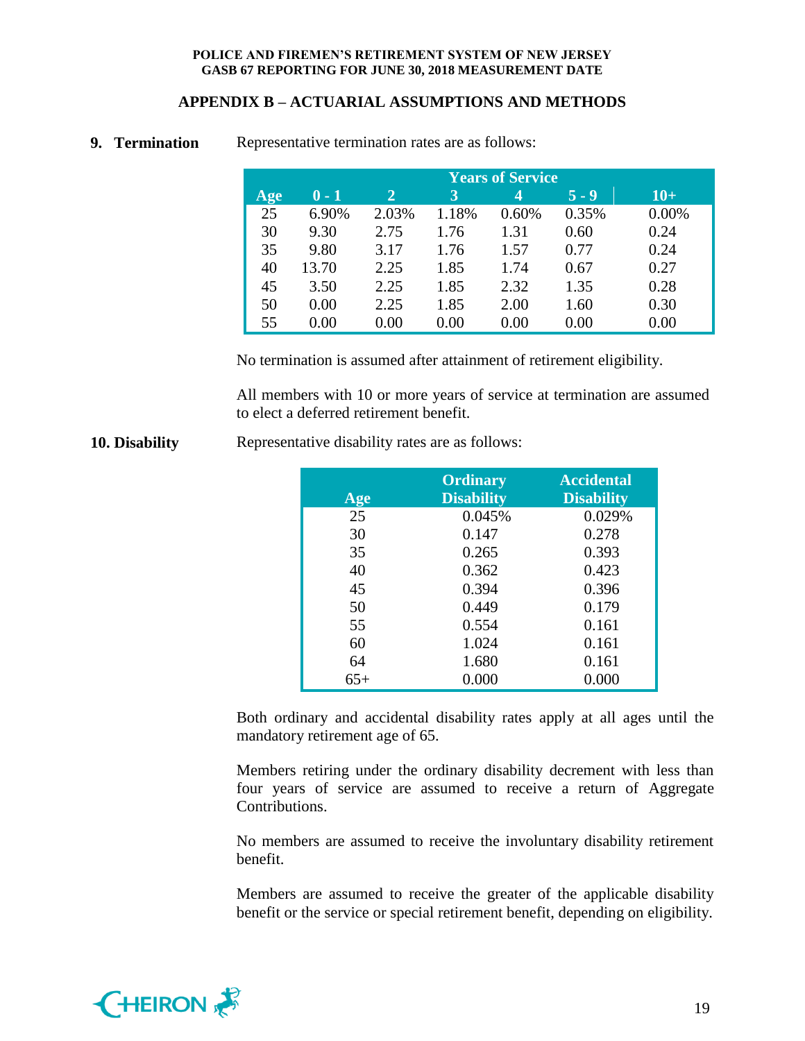## APPENDIX B – ACTUARIAL ASSUMPTIONS AND METHODS

**9. Termination**

Representative termination rates are as follows:

| | Years of Service | | | | | |
|---|---|---|---|---|---|---|
| Age | 0 - 1 | 2 | 3 | 4 | 5 - 9 | 10+ |
| 25 | 6.90% | 2.03% | 1.18% | 0.60% | 0.35% | 0.00% |
| 30 | 9.30 | 2.75 | 1.76 | 1.31 | 0.60 | 0.24 |
| 35 | 9.80 | 3.17 | 1.76 | 1.57 | 0.77 | 0.24 |
| 40 | 13.70 | 2.25 | 1.85 | 1.74 | 0.67 | 0.27 |
| 45 | 3.50 | 2.25 | 1.85 | 2.32 | 1.35 | 0.28 |
| 50 | 0.00 | 2.25 | 1.85 | 2.00 | 1.60 | 0.30 |
| 55 | 0.00 | 0.00 | 0.00 | 0.00 | 0.00 | 0.00 |

No termination is assumed after attainment of retirement eligibility.

All members with 10 or more years of service at termination are assumed to elect a deferred retirement benefit.

**10. Disability**

Representative disability rates are as follows:

| Age | Ordinary Disability | Accidental Disability |
|---|---|---|
| 25 | 0.045% | 0.029% |
| 30 | 0.147 | 0.278 |
| 35 | 0.265 | 0.393 |
| 40 | 0.362 | 0.423 |
| 45 | 0.394 | 0.396 |
| 50 | 0.449 | 0.179 |
| 55 | 0.554 | 0.161 |
| 60 | 1.024 | 0.161 |
| 64 | 1.680 | 0.161 |
| 65+ | 0.000 | 0.000 |

Both ordinary and accidental disability rates apply at all ages until the mandatory retirement age of 65.

Members retiring under the ordinary disability decrement with less than four years of service are assumed to receive a return of Aggregate Contributions.

No members are assumed to receive the involuntary disability retirement benefit.

Members are assumed to receive the greater of the applicable disability benefit or the service or special retirement benefit, depending on eligibility.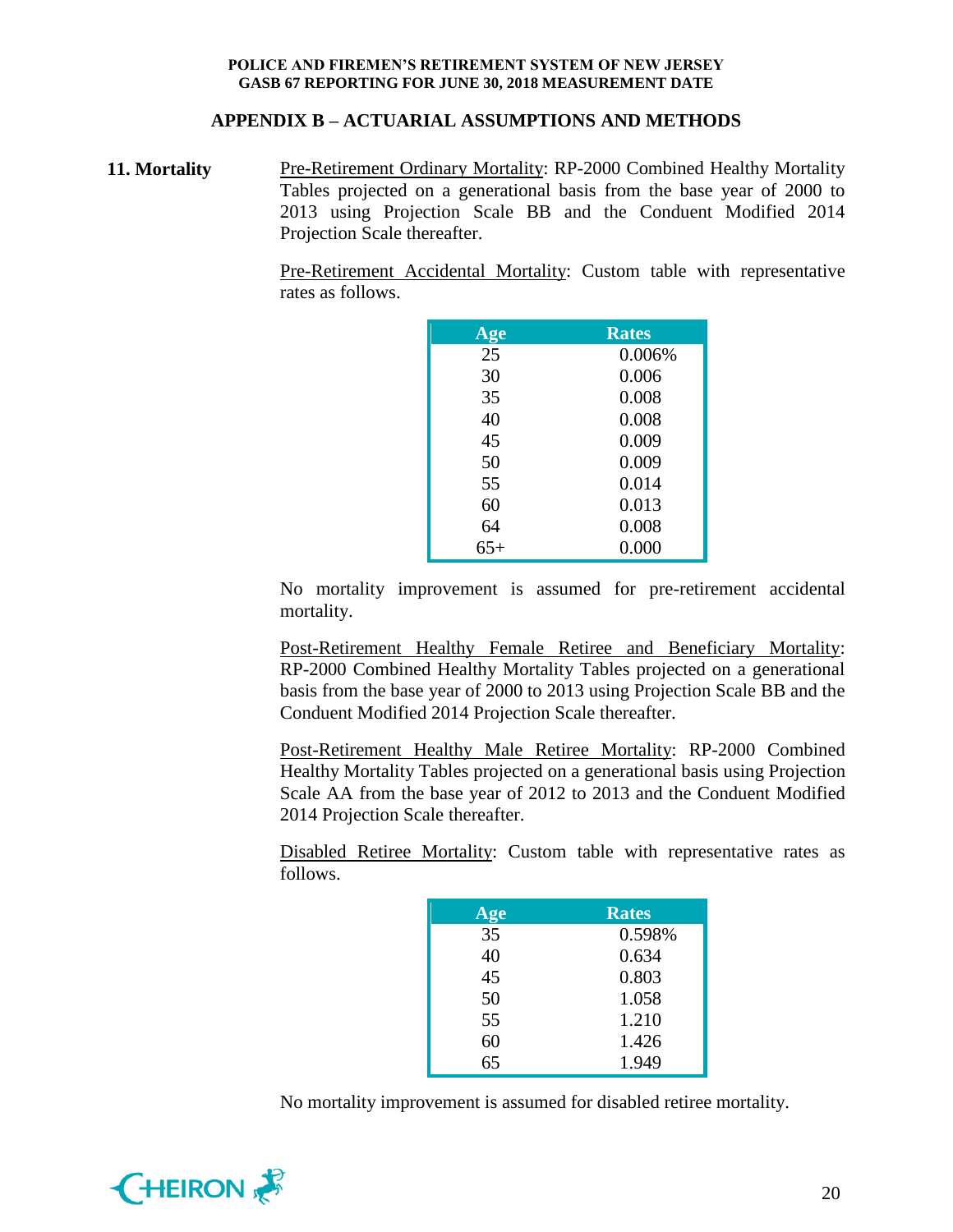## APPENDIX B – ACTUARIAL ASSUMPTIONS AND METHODS

**11. Mortality**

Pre-Retirement Ordinary Mortality: RP-2000 Combined Healthy Mortality Tables projected on a generational basis from the base year of 2000 to 2013 using Projection Scale BB and the Conduent Modified 2014 Projection Scale thereafter.

Pre-Retirement Accidental Mortality: Custom table with representative rates as follows.

| Age | Rates |
|---|---|
| 25 | 0.006% |
| 30 | 0.006 |
| 35 | 0.008 |
| 40 | 0.008 |
| 45 | 0.009 |
| 50 | 0.009 |
| 55 | 0.014 |
| 60 | 0.013 |
| 64 | 0.008 |
| 65+ | 0.000 |

No mortality improvement is assumed for pre-retirement accidental mortality.

Post-Retirement Healthy Female Retiree and Beneficiary Mortality: RP-2000 Combined Healthy Mortality Tables projected on a generational basis from the base year of 2000 to 2013 using Projection Scale BB and the Conduent Modified 2014 Projection Scale thereafter.

Post-Retirement Healthy Male Retiree Mortality: RP-2000 Combined Healthy Mortality Tables projected on a generational basis using Projection Scale AA from the base year of 2012 to 2013 and the Conduent Modified 2014 Projection Scale thereafter.

Disabled Retiree Mortality: Custom table with representative rates as follows.

| Age | Rates |
|---|---|
| 35 | 0.598% |
| 40 | 0.634 |
| 45 | 0.803 |
| 50 | 1.058 |
| 55 | 1.210 |
| 60 | 1.426 |
| 65 | 1.949 |

No mortality improvement is assumed for disabled retiree mortality.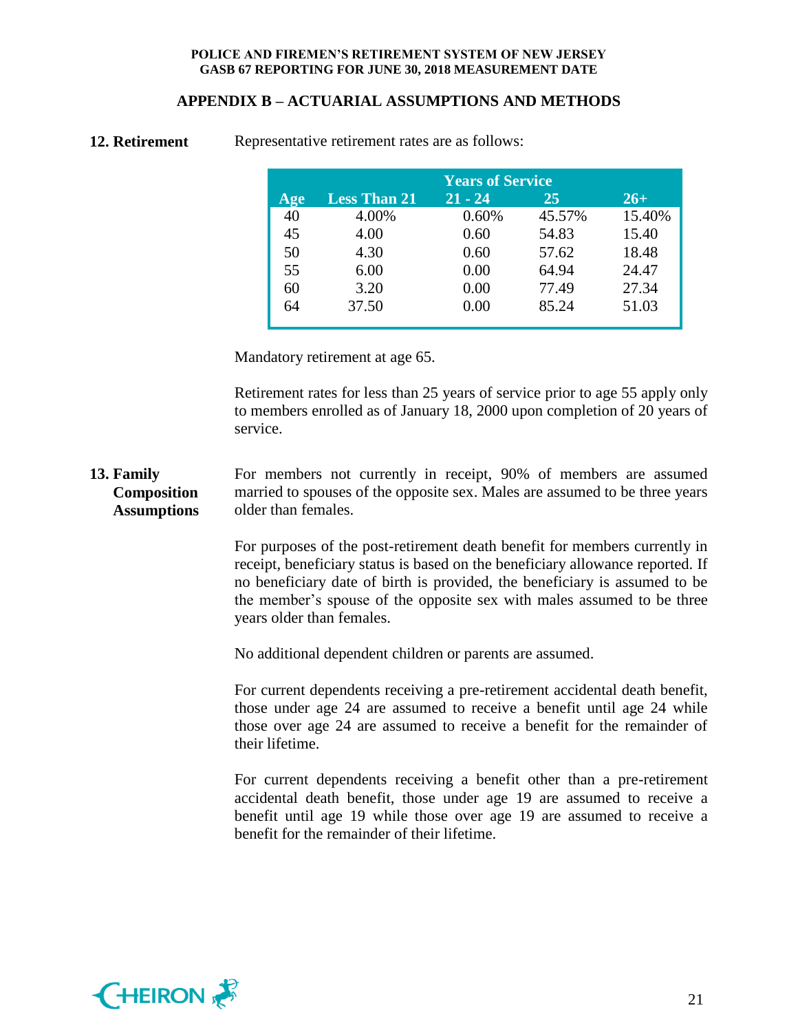## APPENDIX B – ACTUARIAL ASSUMPTIONS AND METHODS

**12. Retirement**

Representative retirement rates are as follows:

| | Years of Service | | | |
|---|---|---|---|---|
| **Age** | **Less Than 21** | **21 - 24** | **25** | **26+** |
| 40 | 4.00% | 0.60% | 45.57% | 15.40% |
| 45 | 4.00 | 0.60 | 54.83 | 15.40 |
| 50 | 4.30 | 0.60 | 57.62 | 18.48 |
| 55 | 6.00 | 0.00 | 64.94 | 24.47 |
| 60 | 3.20 | 0.00 | 77.49 | 27.34 |
| 64 | 37.50 | 0.00 | 85.24 | 51.03 |

Mandatory retirement at age 65.

Retirement rates for less than 25 years of service prior to age 55 apply only to members enrolled as of January 18, 2000 upon completion of 20 years of service.

**13. Family Composition Assumptions**

For members not currently in receipt, 90% of members are assumed married to spouses of the opposite sex. Males are assumed to be three years older than females.

For purposes of the post-retirement death benefit for members currently in receipt, beneficiary status is based on the beneficiary allowance reported. If no beneficiary date of birth is provided, the beneficiary is assumed to be the member's spouse of the opposite sex with males assumed to be three years older than females.

No additional dependent children or parents are assumed.

For current dependents receiving a pre-retirement accidental death benefit, those under age 24 are assumed to receive a benefit until age 24 while those over age 24 are assumed to receive a benefit for the remainder of their lifetime.

For current dependents receiving a benefit other than a pre-retirement accidental death benefit, those under age 19 are assumed to receive a benefit until age 19 while those over age 19 are assumed to receive a benefit for the remainder of their lifetime.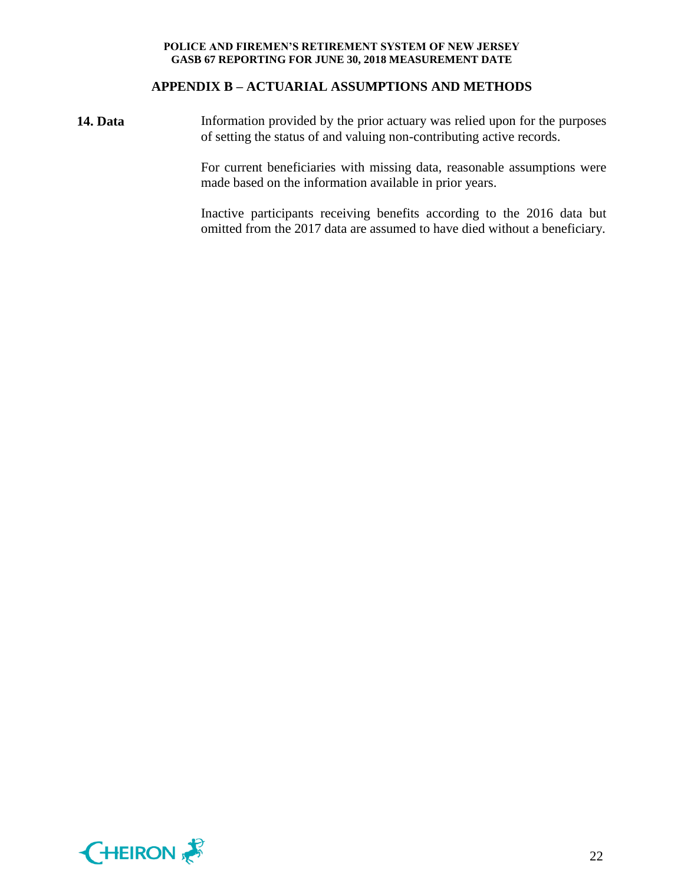## APPENDIX B – ACTUARIAL ASSUMPTIONS AND METHODS

**14. Data**

Information provided by the prior actuary was relied upon for the purposes of setting the status of and valuing non-contributing active records.

For current beneficiaries with missing data, reasonable assumptions were made based on the information available in prior years.

Inactive participants receiving benefits according to the 2016 data but omitted from the 2017 data are assumed to have died without a beneficiary.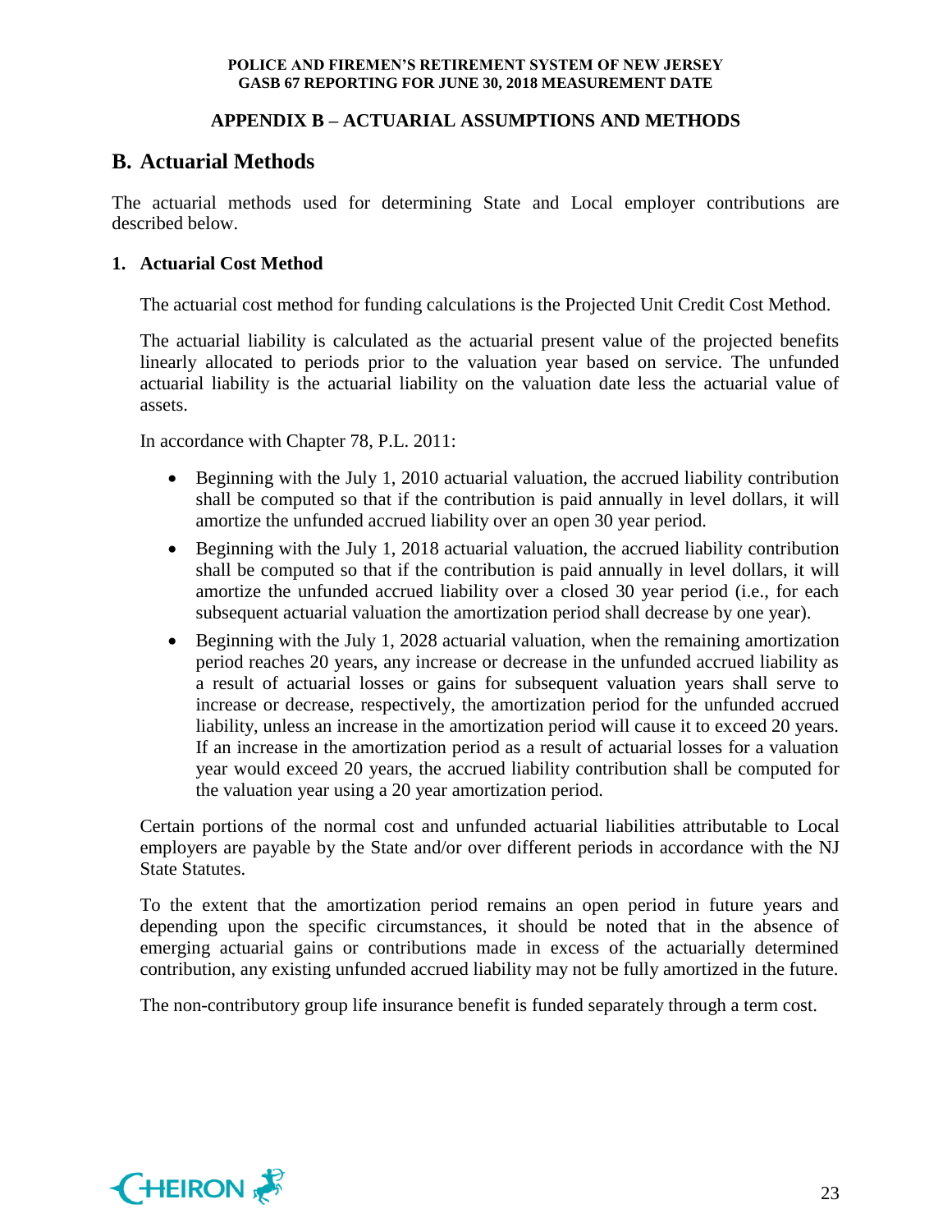## B. Actuarial Methods

The actuarial methods used for determining State and Local employer contributions are described below.

### 1. Actuarial Cost Method

The actuarial cost method for funding calculations is the Projected Unit Credit Cost Method.

The actuarial liability is calculated as the actuarial present value of the projected benefits linearly allocated to periods prior to the valuation year based on service. The unfunded actuarial liability is the actuarial liability on the valuation date less the actuarial value of assets.

In accordance with Chapter 78, P.L. 2011:

- Beginning with the July 1, 2010 actuarial valuation, the accrued liability contribution shall be computed so that if the contribution is paid annually in level dollars, it will amortize the unfunded accrued liability over an open 30 year period.
- Beginning with the July 1, 2018 actuarial valuation, the accrued liability contribution shall be computed so that if the contribution is paid annually in level dollars, it will amortize the unfunded accrued liability over a closed 30 year period (i.e., for each subsequent actuarial valuation the amortization period shall decrease by one year).
- Beginning with the July 1, 2028 actuarial valuation, when the remaining amortization period reaches 20 years, any increase or decrease in the unfunded accrued liability as a result of actuarial losses or gains for subsequent valuation years shall serve to increase or decrease, respectively, the amortization period for the unfunded accrued liability, unless an increase in the amortization period will cause it to exceed 20 years. If an increase in the amortization period as a result of actuarial losses for a valuation year would exceed 20 years, the accrued liability contribution shall be computed for the valuation year using a 20 year amortization period.

Certain portions of the normal cost and unfunded actuarial liabilities attributable to Local employers are payable by the State and/or over different periods in accordance with the NJ State Statutes.

To the extent that the amortization period remains an open period in future years and depending upon the specific circumstances, it should be noted that in the absence of emerging actuarial gains or contributions made in excess of the actuarially determined contribution, any existing unfunded accrued liability may not be fully amortized in the future.

The non-contributory group life insurance benefit is funded separately through a term cost.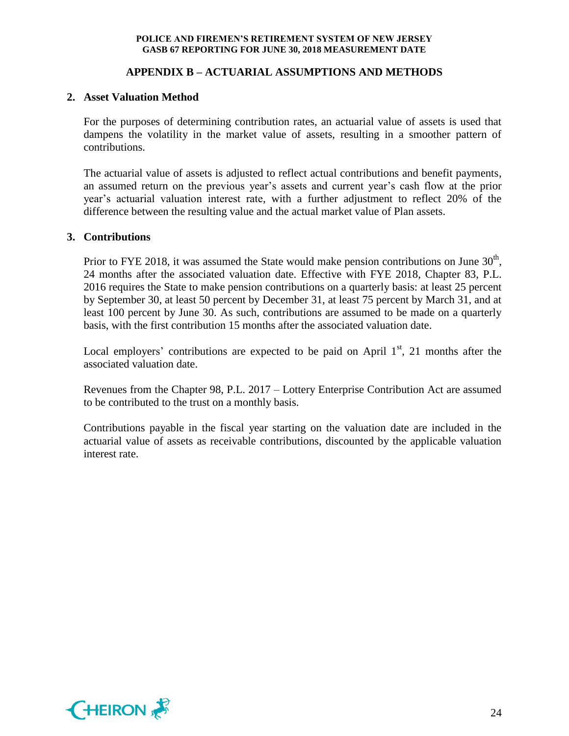## APPENDIX B – ACTUARIAL ASSUMPTIONS AND METHODS

### 2. Asset Valuation Method

For the purposes of determining contribution rates, an actuarial value of assets is used that dampens the volatility in the market value of assets, resulting in a smoother pattern of contributions.

The actuarial value of assets is adjusted to reflect actual contributions and benefit payments, an assumed return on the previous year's assets and current year's cash flow at the prior year's actuarial valuation interest rate, with a further adjustment to reflect 20% of the difference between the resulting value and the actual market value of Plan assets.

### 3. Contributions

Prior to FYE 2018, it was assumed the State would make pension contributions on June 30th, 24 months after the associated valuation date. Effective with FYE 2018, Chapter 83, P.L. 2016 requires the State to make pension contributions on a quarterly basis: at least 25 percent by September 30, at least 50 percent by December 31, at least 75 percent by March 31, and at least 100 percent by June 30. As such, contributions are assumed to be made on a quarterly basis, with the first contribution 15 months after the associated valuation date.

Local employers' contributions are expected to be paid on April 1st, 21 months after the associated valuation date.

Revenues from the Chapter 98, P.L. 2017 – Lottery Enterprise Contribution Act are assumed to be contributed to the trust on a monthly basis.

Contributions payable in the fiscal year starting on the valuation date are included in the actuarial value of assets as receivable contributions, discounted by the applicable valuation interest rate.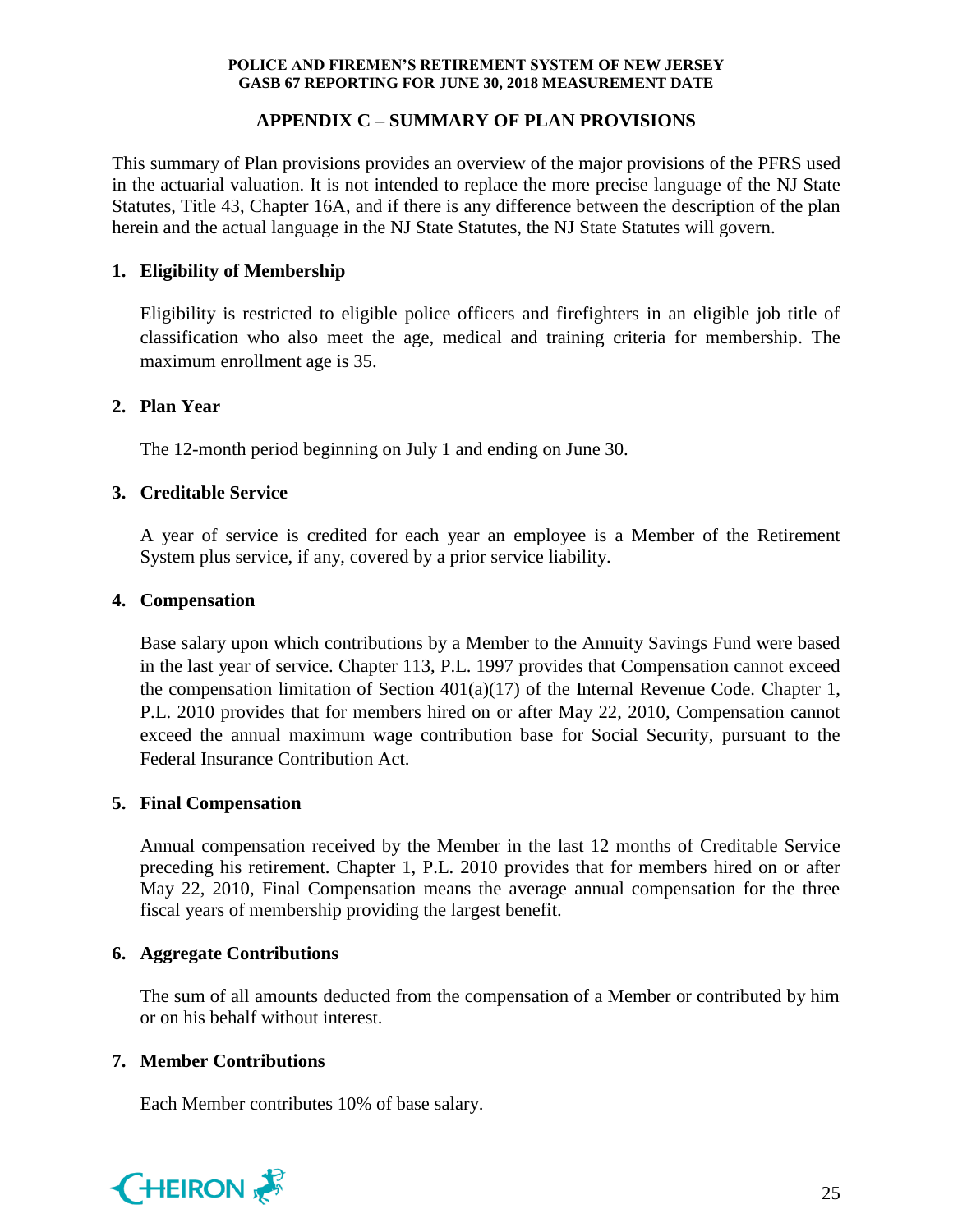## APPENDIX C – SUMMARY OF PLAN PROVISIONS

This summary of Plan provisions provides an overview of the major provisions of the PFRS used in the actuarial valuation. It is not intended to replace the more precise language of the NJ State Statutes, Title 43, Chapter 16A, and if there is any difference between the description of the plan herein and the actual language in the NJ State Statutes, the NJ State Statutes will govern.

### 1. Eligibility of Membership

Eligibility is restricted to eligible police officers and firefighters in an eligible job title of classification who also meet the age, medical and training criteria for membership. The maximum enrollment age is 35.

### 2. Plan Year

The 12-month period beginning on July 1 and ending on June 30.

### 3. Creditable Service

A year of service is credited for each year an employee is a Member of the Retirement System plus service, if any, covered by a prior service liability.

### 4. Compensation

Base salary upon which contributions by a Member to the Annuity Savings Fund were based in the last year of service. Chapter 113, P.L. 1997 provides that Compensation cannot exceed the compensation limitation of Section 401(a)(17) of the Internal Revenue Code. Chapter 1, P.L. 2010 provides that for members hired on or after May 22, 2010, Compensation cannot exceed the annual maximum wage contribution base for Social Security, pursuant to the Federal Insurance Contribution Act.

### 5. Final Compensation

Annual compensation received by the Member in the last 12 months of Creditable Service preceding his retirement. Chapter 1, P.L. 2010 provides that for members hired on or after May 22, 2010, Final Compensation means the average annual compensation for the three fiscal years of membership providing the largest benefit.

### 6. Aggregate Contributions

The sum of all amounts deducted from the compensation of a Member or contributed by him or on his behalf without interest.

### 7. Member Contributions

Each Member contributes 10% of base salary.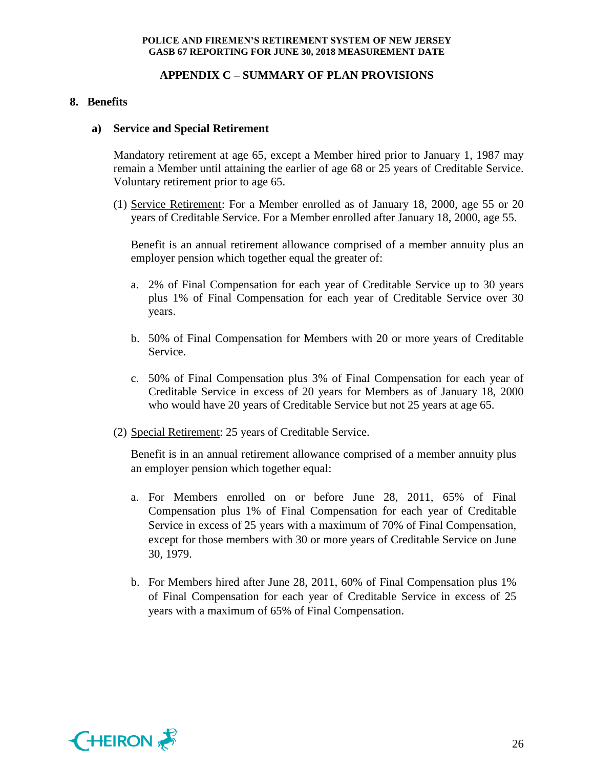## APPENDIX C – SUMMARY OF PLAN PROVISIONS

### 8. Benefits

#### a) Service and Special Retirement

Mandatory retirement at age 65, except a Member hired prior to January 1, 1987 may remain a Member until attaining the earlier of age 68 or 25 years of Creditable Service. Voluntary retirement prior to age 65.

(1) Service Retirement: For a Member enrolled as of January 18, 2000, age 55 or 20 years of Creditable Service. For a Member enrolled after January 18, 2000, age 55.

Benefit is an annual retirement allowance comprised of a member annuity plus an employer pension which together equal the greater of:

a. 2% of Final Compensation for each year of Creditable Service up to 30 years plus 1% of Final Compensation for each year of Creditable Service over 30 years.

b. 50% of Final Compensation for Members with 20 or more years of Creditable Service.

c. 50% of Final Compensation plus 3% of Final Compensation for each year of Creditable Service in excess of 20 years for Members as of January 18, 2000 who would have 20 years of Creditable Service but not 25 years at age 65.

(2) Special Retirement: 25 years of Creditable Service.

Benefit is in an annual retirement allowance comprised of a member annuity plus an employer pension which together equal:

a. For Members enrolled on or before June 28, 2011, 65% of Final Compensation plus 1% of Final Compensation for each year of Creditable Service in excess of 25 years with a maximum of 70% of Final Compensation, except for those members with 30 or more years of Creditable Service on June 30, 1979.

b. For Members hired after June 28, 2011, 60% of Final Compensation plus 1% of Final Compensation for each year of Creditable Service in excess of 25 years with a maximum of 65% of Final Compensation.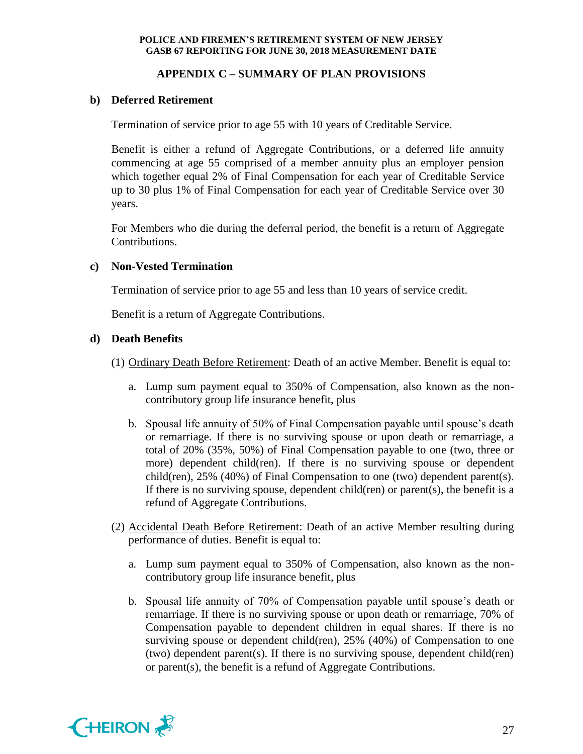## APPENDIX C – SUMMARY OF PLAN PROVISIONS

### b) Deferred Retirement

Termination of service prior to age 55 with 10 years of Creditable Service.

Benefit is either a refund of Aggregate Contributions, or a deferred life annuity commencing at age 55 comprised of a member annuity plus an employer pension which together equal 2% of Final Compensation for each year of Creditable Service up to 30 plus 1% of Final Compensation for each year of Creditable Service over 30 years.

For Members who die during the deferral period, the benefit is a return of Aggregate Contributions.

### c) Non-Vested Termination

Termination of service prior to age 55 and less than 10 years of service credit.

Benefit is a return of Aggregate Contributions.

### d) Death Benefits

(1) Ordinary Death Before Retirement: Death of an active Member. Benefit is equal to:

a. Lump sum payment equal to 350% of Compensation, also known as the non-contributory group life insurance benefit, plus

b. Spousal life annuity of 50% of Final Compensation payable until spouse's death or remarriage. If there is no surviving spouse or upon death or remarriage, a total of 20% (35%, 50%) of Final Compensation payable to one (two, three or more) dependent child(ren). If there is no surviving spouse or dependent child(ren), 25% (40%) of Final Compensation to one (two) dependent parent(s). If there is no surviving spouse, dependent child(ren) or parent(s), the benefit is a refund of Aggregate Contributions.

(2) Accidental Death Before Retirement: Death of an active Member resulting during performance of duties. Benefit is equal to:

a. Lump sum payment equal to 350% of Compensation, also known as the non-contributory group life insurance benefit, plus

b. Spousal life annuity of 70% of Compensation payable until spouse's death or remarriage. If there is no surviving spouse or upon death or remarriage, 70% of Compensation payable to dependent children in equal shares. If there is no surviving spouse or dependent child(ren), 25% (40%) of Compensation to one (two) dependent parent(s). If there is no surviving spouse, dependent child(ren) or parent(s), the benefit is a refund of Aggregate Contributions.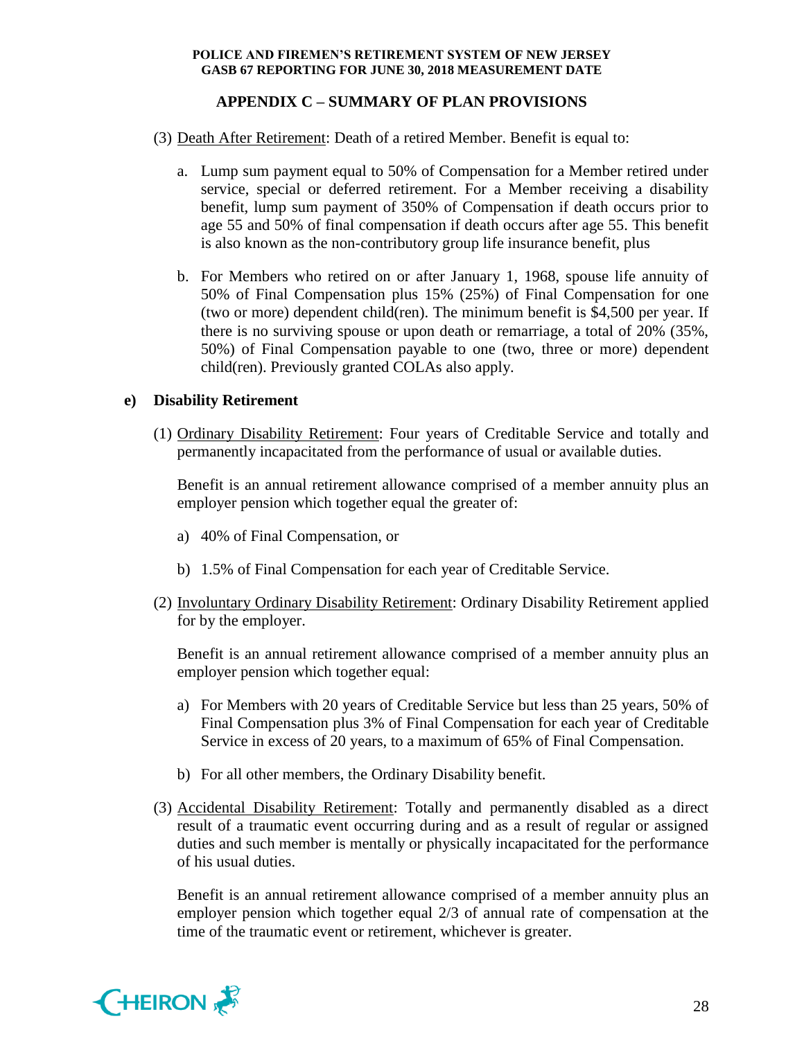## APPENDIX C – SUMMARY OF PLAN PROVISIONS

(3) Death After Retirement: Death of a retired Member. Benefit is equal to:

a. Lump sum payment equal to 50% of Compensation for a Member retired under service, special or deferred retirement. For a Member receiving a disability benefit, lump sum payment of 350% of Compensation if death occurs prior to age 55 and 50% of final compensation if death occurs after age 55. This benefit is also known as the non-contributory group life insurance benefit, plus

b. For Members who retired on or after January 1, 1968, spouse life annuity of 50% of Final Compensation plus 15% (25%) of Final Compensation for one (two or more) dependent child(ren). The minimum benefit is $4,500 per year. If there is no surviving spouse or upon death or remarriage, a total of 20% (35%, 50%) of Final Compensation payable to one (two, three or more) dependent child(ren). Previously granted COLAs also apply.

### e) Disability Retirement

(1) Ordinary Disability Retirement: Four years of Creditable Service and totally and permanently incapacitated from the performance of usual or available duties.

Benefit is an annual retirement allowance comprised of a member annuity plus an employer pension which together equal the greater of:

a) 40% of Final Compensation, or

b) 1.5% of Final Compensation for each year of Creditable Service.

(2) Involuntary Ordinary Disability Retirement: Ordinary Disability Retirement applied for by the employer.

Benefit is an annual retirement allowance comprised of a member annuity plus an employer pension which together equal:

a) For Members with 20 years of Creditable Service but less than 25 years, 50% of Final Compensation plus 3% of Final Compensation for each year of Creditable Service in excess of 20 years, to a maximum of 65% of Final Compensation.

b) For all other members, the Ordinary Disability benefit.

(3) Accidental Disability Retirement: Totally and permanently disabled as a direct result of a traumatic event occurring during and as a result of regular or assigned duties and such member is mentally or physically incapacitated for the performance of his usual duties.

Benefit is an annual retirement allowance comprised of a member annuity plus an employer pension which together equal 2/3 of annual rate of compensation at the time of the traumatic event or retirement, whichever is greater.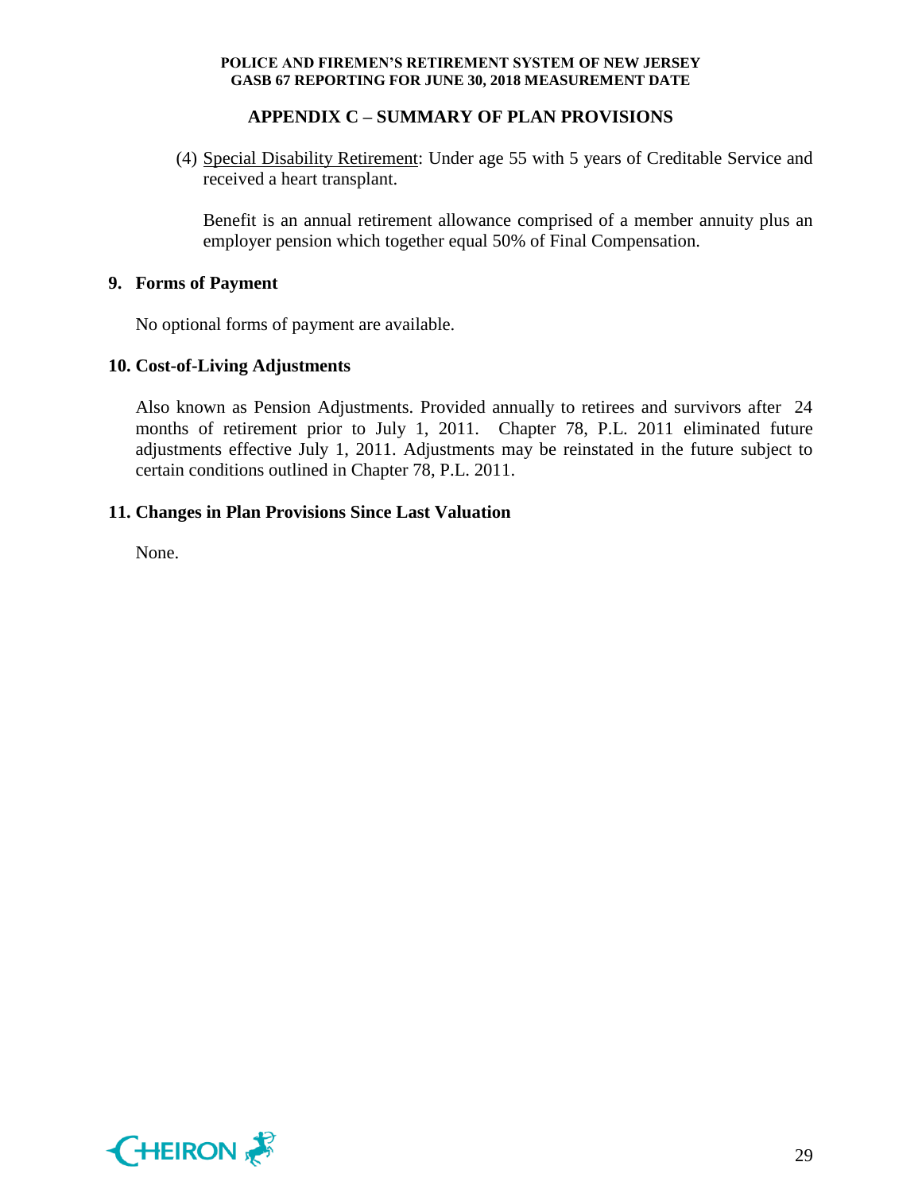## APPENDIX C – SUMMARY OF PLAN PROVISIONS

(4) Special Disability Retirement: Under age 55 with 5 years of Creditable Service and received a heart transplant.

Benefit is an annual retirement allowance comprised of a member annuity plus an employer pension which together equal 50% of Final Compensation.

### 9. Forms of Payment

No optional forms of payment are available.

### 10. Cost-of-Living Adjustments

Also known as Pension Adjustments. Provided annually to retirees and survivors after 24 months of retirement prior to July 1, 2011. Chapter 78, P.L. 2011 eliminated future adjustments effective July 1, 2011. Adjustments may be reinstated in the future subject to certain conditions outlined in Chapter 78, P.L. 2011.

### 11. Changes in Plan Provisions Since Last Valuation

None.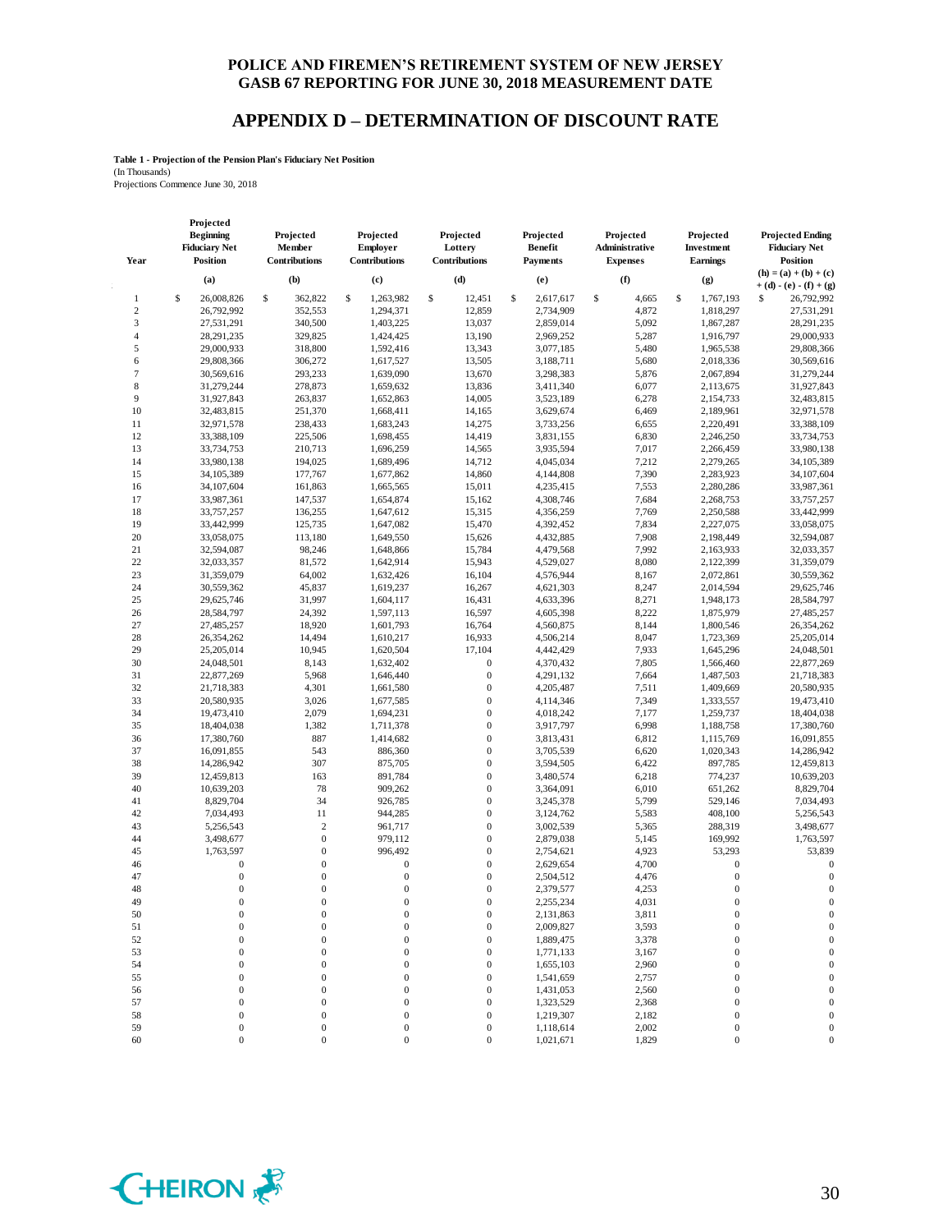**POLICE AND FIREMEN'S RETIREMENT SYSTEM OF NEW JERSEY**
**GASB 67 REPORTING FOR JUNE 30, 2018 MEASUREMENT DATE**

# APPENDIX D – DETERMINATION OF DISCOUNT RATE

**Table 1 - Projection of the Pension Plan's Fiduciary Net Position**
(In Thousands)
Projections Commence June 30, 2018

| Year | Projected Beginning Fiduciary Net Position (a) | Projected Member Contributions (b) | Projected Employer Contributions (c) | Projected Lottery Contributions (d) | Projected Benefit Payments (e) | Projected Administrative Expenses (f) | Projected Investment Earnings (g) | Projected Ending Fiduciary Net Position (h) = (a) + (b) + (c) + (d) - (e) - (f) + (g) |
|---|---|---|---|---|---|---|---|---|
| 1 | $ 26,008,826 | $ 362,822 | $ 1,263,982 | $ 12,451 | $ 2,617,617 | $ 4,665 | $ 1,767,193 | $ 26,792,992 |
| 2 | 26,792,992 | 352,553 | 1,294,371 | 12,859 | 2,734,909 | 4,872 | 1,818,297 | 27,531,291 |
| 3 | 27,531,291 | 340,500 | 1,403,225 | 13,037 | 2,859,014 | 5,092 | 1,867,287 | 28,291,235 |
| 4 | 28,291,235 | 329,825 | 1,424,425 | 13,190 | 2,969,252 | 5,287 | 1,916,797 | 29,000,933 |
| 5 | 29,000,933 | 318,800 | 1,592,416 | 13,343 | 3,077,185 | 5,480 | 1,965,538 | 29,808,366 |
| 6 | 29,808,366 | 306,272 | 1,617,527 | 13,505 | 3,188,711 | 5,680 | 2,018,336 | 30,569,616 |
| 7 | 30,569,616 | 293,233 | 1,639,090 | 13,670 | 3,298,383 | 5,876 | 2,067,894 | 31,279,244 |
| 8 | 31,279,244 | 278,873 | 1,659,632 | 13,836 | 3,411,340 | 6,077 | 2,113,675 | 31,927,843 |
| 9 | 31,927,843 | 263,837 | 1,652,863 | 14,005 | 3,523,189 | 6,278 | 2,154,733 | 32,483,815 |
| 10 | 32,483,815 | 251,370 | 1,668,411 | 14,165 | 3,629,674 | 6,469 | 2,189,961 | 32,971,578 |
| 11 | 32,971,578 | 238,433 | 1,683,243 | 14,275 | 3,733,256 | 6,655 | 2,220,491 | 33,388,109 |
| 12 | 33,388,109 | 225,506 | 1,698,455 | 14,419 | 3,831,155 | 6,830 | 2,246,250 | 33,734,753 |
| 13 | 33,734,753 | 210,713 | 1,696,259 | 14,565 | 3,935,594 | 7,017 | 2,266,459 | 33,980,138 |
| 14 | 33,980,138 | 194,025 | 1,689,496 | 14,712 | 4,045,034 | 7,212 | 2,279,265 | 34,105,389 |
| 15 | 34,105,389 | 177,767 | 1,677,862 | 14,860 | 4,144,808 | 7,390 | 2,283,923 | 34,107,604 |
| 16 | 34,107,604 | 161,863 | 1,665,565 | 15,011 | 4,235,415 | 7,553 | 2,280,286 | 33,987,361 |
| 17 | 33,987,361 | 147,537 | 1,654,874 | 15,162 | 4,308,746 | 7,684 | 2,268,753 | 33,757,257 |
| 18 | 33,757,257 | 136,255 | 1,647,612 | 15,315 | 4,356,259 | 7,769 | 2,250,588 | 33,442,999 |
| 19 | 33,442,999 | 125,735 | 1,647,082 | 15,470 | 4,392,452 | 7,834 | 2,227,075 | 33,058,075 |
| 20 | 33,058,075 | 113,180 | 1,649,550 | 15,626 | 4,432,885 | 7,908 | 2,198,449 | 32,594,087 |
| 21 | 32,594,087 | 98,246 | 1,648,866 | 15,784 | 4,479,568 | 7,992 | 2,163,933 | 32,033,357 |
| 22 | 32,033,357 | 81,572 | 1,642,914 | 15,943 | 4,529,027 | 8,080 | 2,122,399 | 31,359,079 |
| 23 | 31,359,079 | 64,002 | 1,632,426 | 16,104 | 4,576,944 | 8,167 | 2,072,861 | 30,559,362 |
| 24 | 30,559,362 | 45,837 | 1,619,237 | 16,267 | 4,621,303 | 8,247 | 2,014,594 | 29,625,746 |
| 25 | 29,625,746 | 31,997 | 1,604,117 | 16,431 | 4,633,396 | 8,271 | 1,948,173 | 28,584,797 |
| 26 | 28,584,797 | 24,392 | 1,597,113 | 16,597 | 4,605,398 | 8,222 | 1,875,979 | 27,485,257 |
| 27 | 27,485,257 | 18,920 | 1,601,793 | 16,764 | 4,560,875 | 8,144 | 1,800,546 | 26,354,262 |
| 28 | 26,354,262 | 14,494 | 1,610,217 | 16,933 | 4,506,214 | 8,047 | 1,723,369 | 25,205,014 |
| 29 | 25,205,014 | 10,945 | 1,620,504 | 17,104 | 4,442,429 | 7,933 | 1,645,296 | 24,048,501 |
| 30 | 24,048,501 | 8,143 | 1,632,402 | 0 | 4,370,432 | 7,805 | 1,566,460 | 22,877,269 |
| 31 | 22,877,269 | 5,968 | 1,646,440 | 0 | 4,291,132 | 7,664 | 1,487,503 | 21,718,383 |
| 32 | 21,718,383 | 4,301 | 1,661,580 | 0 | 4,205,487 | 7,511 | 1,409,669 | 20,580,935 |
| 33 | 20,580,935 | 3,026 | 1,677,585 | 0 | 4,114,346 | 7,349 | 1,333,557 | 19,473,410 |
| 34 | 19,473,410 | 2,079 | 1,694,231 | 0 | 4,018,242 | 7,177 | 1,259,737 | 18,404,038 |
| 35 | 18,404,038 | 1,382 | 1,711,378 | 0 | 3,917,797 | 6,998 | 1,188,758 | 17,380,760 |
| 36 | 17,380,760 | 887 | 1,414,682 | 0 | 3,813,431 | 6,812 | 1,115,769 | 16,091,855 |
| 37 | 16,091,855 | 543 | 886,360 | 0 | 3,705,539 | 6,620 | 1,020,343 | 14,286,942 |
| 38 | 14,286,942 | 307 | 875,705 | 0 | 3,594,505 | 6,422 | 897,785 | 12,459,813 |
| 39 | 12,459,813 | 163 | 891,784 | 0 | 3,480,574 | 6,218 | 774,237 | 10,639,203 |
| 40 | 10,639,203 | 78 | 909,262 | 0 | 3,364,091 | 6,010 | 651,262 | 8,829,704 |
| 41 | 8,829,704 | 34 | 926,785 | 0 | 3,245,378 | 5,799 | 529,146 | 7,034,493 |
| 42 | 7,034,493 | 11 | 944,285 | 0 | 3,124,762 | 5,583 | 408,100 | 5,256,543 |
| 43 | 5,256,543 | 2 | 961,717 | 0 | 3,002,539 | 5,365 | 288,319 | 3,498,677 |
| 44 | 3,498,677 | 0 | 979,112 | 0 | 2,879,038 | 5,145 | 169,992 | 1,763,597 |
| 45 | 1,763,597 | 0 | 996,492 | 0 | 2,754,621 | 4,923 | 53,293 | 53,839 |
| 46 | 0 | 0 | 0 | 0 | 2,629,654 | 4,700 | 0 | 0 |
| 47 | 0 | 0 | 0 | 0 | 2,504,512 | 4,476 | 0 | 0 |
| 48 | 0 | 0 | 0 | 0 | 2,379,577 | 4,253 | 0 | 0 |
| 49 | 0 | 0 | 0 | 0 | 2,255,234 | 4,031 | 0 | 0 |
| 50 | 0 | 0 | 0 | 0 | 2,131,863 | 3,811 | 0 | 0 |
| 51 | 0 | 0 | 0 | 0 | 2,009,827 | 3,593 | 0 | 0 |
| 52 | 0 | 0 | 0 | 0 | 1,889,475 | 3,378 | 0 | 0 |
| 53 | 0 | 0 | 0 | 0 | 1,771,133 | 3,167 | 0 | 0 |
| 54 | 0 | 0 | 0 | 0 | 1,655,103 | 2,960 | 0 | 0 |
| 55 | 0 | 0 | 0 | 0 | 1,541,659 | 2,757 | 0 | 0 |
| 56 | 0 | 0 | 0 | 0 | 1,431,053 | 2,560 | 0 | 0 |
| 57 | 0 | 0 | 0 | 0 | 1,323,529 | 2,368 | 0 | 0 |
| 58 | 0 | 0 | 0 | 0 | 1,219,307 | 2,182 | 0 | 0 |
| 59 | 0 | 0 | 0 | 0 | 1,118,614 | 2,002 | 0 | 0 |
| 60 | 0 | 0 | 0 | 0 | 1,021,671 | 1,829 | 0 | 0 |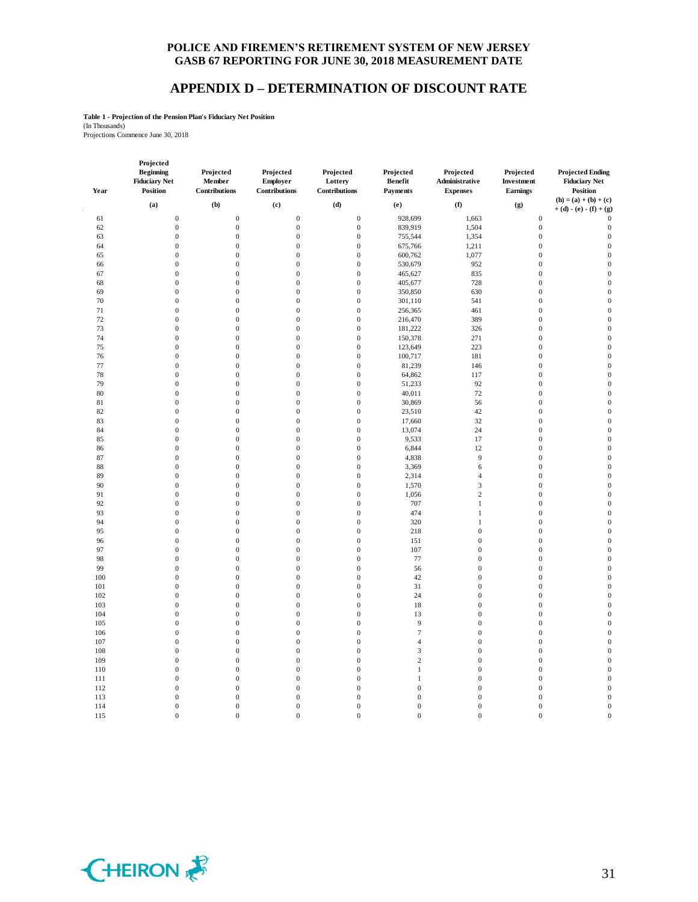**POLICE AND FIREMEN'S RETIREMENT SYSTEM OF NEW JERSEY**
**GASB 67 REPORTING FOR JUNE 30, 2018 MEASUREMENT DATE**

# APPENDIX D – DETERMINATION OF DISCOUNT RATE

**Table 1 - Projection of the Pension Plan's Fiduciary Net Position**
(In Thousands)
Projections Commence June 30, 2018

| Year | Projected Beginning Fiduciary Net Position | Projected Member Contributions | Projected Employer Contributions | Projected Lottery Contributions | Projected Benefit Payments | Projected Administrative Expenses | Projected Investment Earnings | Projected Ending Fiduciary Net Position |
|---|---|---|---|---|---|---|---|---|
| | (a) | (b) | (c) | (d) | (e) | (f) | (g) | (h) = (a) + (b) + (c) + (d) - (e) - (f) + (g) |
| 61 | 0 | 0 | 0 | 0 | 928,699 | 1,663 | 0 | 0 |
| 62 | 0 | 0 | 0 | 0 | 839,919 | 1,504 | 0 | 0 |
| 63 | 0 | 0 | 0 | 0 | 755,544 | 1,354 | 0 | 0 |
| 64 | 0 | 0 | 0 | 0 | 675,766 | 1,211 | 0 | 0 |
| 65 | 0 | 0 | 0 | 0 | 600,762 | 1,077 | 0 | 0 |
| 66 | 0 | 0 | 0 | 0 | 530,679 | 952 | 0 | 0 |
| 67 | 0 | 0 | 0 | 0 | 465,627 | 835 | 0 | 0 |
| 68 | 0 | 0 | 0 | 0 | 405,677 | 728 | 0 | 0 |
| 69 | 0 | 0 | 0 | 0 | 350,850 | 630 | 0 | 0 |
| 70 | 0 | 0 | 0 | 0 | 301,110 | 541 | 0 | 0 |
| 71 | 0 | 0 | 0 | 0 | 256,365 | 461 | 0 | 0 |
| 72 | 0 | 0 | 0 | 0 | 216,470 | 389 | 0 | 0 |
| 73 | 0 | 0 | 0 | 0 | 181,222 | 326 | 0 | 0 |
| 74 | 0 | 0 | 0 | 0 | 150,378 | 271 | 0 | 0 |
| 75 | 0 | 0 | 0 | 0 | 123,649 | 223 | 0 | 0 |
| 76 | 0 | 0 | 0 | 0 | 100,717 | 181 | 0 | 0 |
| 77 | 0 | 0 | 0 | 0 | 81,239 | 146 | 0 | 0 |
| 78 | 0 | 0 | 0 | 0 | 64,862 | 117 | 0 | 0 |
| 79 | 0 | 0 | 0 | 0 | 51,233 | 92 | 0 | 0 |
| 80 | 0 | 0 | 0 | 0 | 40,011 | 72 | 0 | 0 |
| 81 | 0 | 0 | 0 | 0 | 30,869 | 56 | 0 | 0 |
| 82 | 0 | 0 | 0 | 0 | 23,510 | 42 | 0 | 0 |
| 83 | 0 | 0 | 0 | 0 | 17,660 | 32 | 0 | 0 |
| 84 | 0 | 0 | 0 | 0 | 13,074 | 24 | 0 | 0 |
| 85 | 0 | 0 | 0 | 0 | 9,533 | 17 | 0 | 0 |
| 86 | 0 | 0 | 0 | 0 | 6,844 | 12 | 0 | 0 |
| 87 | 0 | 0 | 0 | 0 | 4,838 | 9 | 0 | 0 |
| 88 | 0 | 0 | 0 | 0 | 3,369 | 6 | 0 | 0 |
| 89 | 0 | 0 | 0 | 0 | 2,314 | 4 | 0 | 0 |
| 90 | 0 | 0 | 0 | 0 | 1,570 | 3 | 0 | 0 |
| 91 | 0 | 0 | 0 | 0 | 1,056 | 2 | 0 | 0 |
| 92 | 0 | 0 | 0 | 0 | 707 | 1 | 0 | 0 |
| 93 | 0 | 0 | 0 | 0 | 474 | 1 | 0 | 0 |
| 94 | 0 | 0 | 0 | 0 | 320 | 1 | 0 | 0 |
| 95 | 0 | 0 | 0 | 0 | 218 | 0 | 0 | 0 |
| 96 | 0 | 0 | 0 | 0 | 151 | 0 | 0 | 0 |
| 97 | 0 | 0 | 0 | 0 | 107 | 0 | 0 | 0 |
| 98 | 0 | 0 | 0 | 0 | 77 | 0 | 0 | 0 |
| 99 | 0 | 0 | 0 | 0 | 56 | 0 | 0 | 0 |
| 100 | 0 | 0 | 0 | 0 | 42 | 0 | 0 | 0 |
| 101 | 0 | 0 | 0 | 0 | 31 | 0 | 0 | 0 |
| 102 | 0 | 0 | 0 | 0 | 24 | 0 | 0 | 0 |
| 103 | 0 | 0 | 0 | 0 | 18 | 0 | 0 | 0 |
| 104 | 0 | 0 | 0 | 0 | 13 | 0 | 0 | 0 |
| 105 | 0 | 0 | 0 | 0 | 9 | 0 | 0 | 0 |
| 106 | 0 | 0 | 0 | 0 | 7 | 0 | 0 | 0 |
| 107 | 0 | 0 | 0 | 0 | 4 | 0 | 0 | 0 |
| 108 | 0 | 0 | 0 | 0 | 3 | 0 | 0 | 0 |
| 109 | 0 | 0 | 0 | 0 | 2 | 0 | 0 | 0 |
| 110 | 0 | 0 | 0 | 0 | 1 | 0 | 0 | 0 |
| 111 | 0 | 0 | 0 | 0 | 1 | 0 | 0 | 0 |
| 112 | 0 | 0 | 0 | 0 | 0 | 0 | 0 | 0 |
| 113 | 0 | 0 | 0 | 0 | 0 | 0 | 0 | 0 |
| 114 | 0 | 0 | 0 | 0 | 0 | 0 | 0 | 0 |
| 115 | 0 | 0 | 0 | 0 | 0 | 0 | 0 | 0 |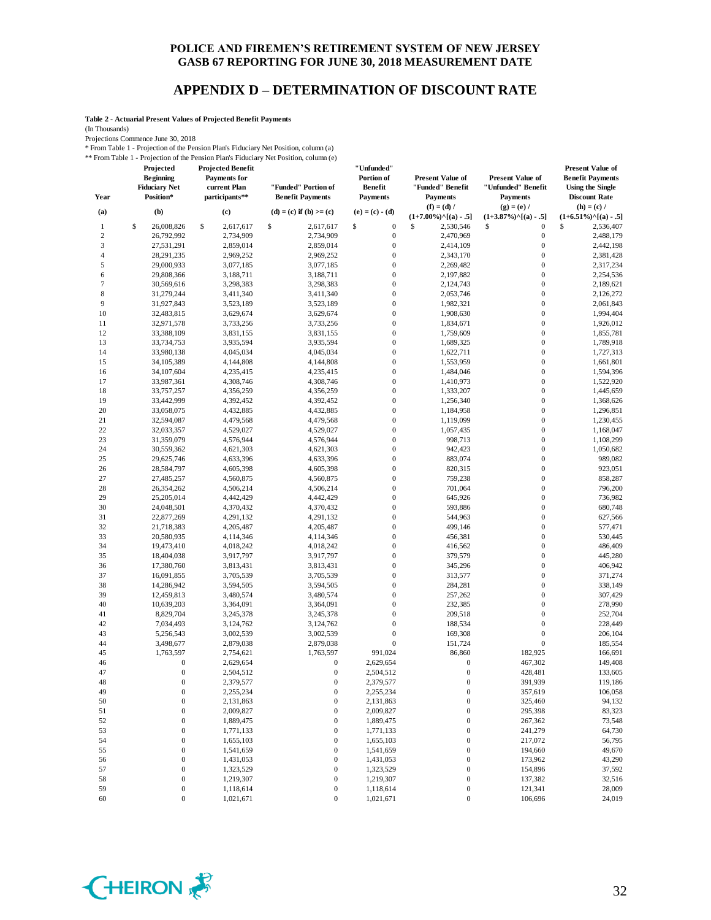# APPENDIX D – DETERMINATION OF DISCOUNT RATE

**Table 2 - Actuarial Present Values of Projected Benefit Payments**

(In Thousands)

Projections Commence June 30, 2018

\* From Table 1 - Projection of the Pension Plan's Fiduciary Net Position, column (a)

\*\* From Table 1 - Projection of the Pension Plan's Fiduciary Net Position, column (e)

| Year | Projected Beginning Fiduciary Net Position* | Projected Benefit Payments for current Plan participants** | "Funded" Portion of Benefit Payments | "Unfunded" Portion of Benefit Payments | Present Value of "Funded" Benefit Payments | Present Value of "Unfunded" Benefit Payments | Present Value of Benefit Payments Using the Single Discount Rate |
|---|---|---|---|---|---|---|---|
| (a) | (b) | (c) | (d) = (c) if (b) >= (c) | (e) = (c) - (d) | (f) = (d) / (1+7.00%)^[(a) - .5] | (g) = (e) / (1+3.87%)^[(a) - .5] | (h) = (c) / (1+6.51%)^[(a) - .5] |
| 1 | $ 26,008,826 | $ 2,617,617 | $ 2,617,617 | $ 0 | $ 2,530,546 | $ 0 | $ 2,536,407 |
| 2 | 26,792,992 | 2,734,909 | 2,734,909 | 0 | 2,470,969 | 0 | 2,488,179 |
| 3 | 27,531,291 | 2,859,014 | 2,859,014 | 0 | 2,414,109 | 0 | 2,442,198 |
| 4 | 28,291,235 | 2,969,252 | 2,969,252 | 0 | 2,343,170 | 0 | 2,381,428 |
| 5 | 29,000,933 | 3,077,185 | 3,077,185 | 0 | 2,269,482 | 0 | 2,317,234 |
| 6 | 29,808,366 | 3,188,711 | 3,188,711 | 0 | 2,197,882 | 0 | 2,254,536 |
| 7 | 30,569,616 | 3,298,383 | 3,298,383 | 0 | 2,124,743 | 0 | 2,189,621 |
| 8 | 31,279,244 | 3,411,340 | 3,411,340 | 0 | 2,053,746 | 0 | 2,126,272 |
| 9 | 31,927,843 | 3,523,189 | 3,523,189 | 0 | 1,982,321 | 0 | 2,061,843 |
| 10 | 32,483,815 | 3,629,674 | 3,629,674 | 0 | 1,908,630 | 0 | 1,994,404 |
| 11 | 32,971,578 | 3,733,256 | 3,733,256 | 0 | 1,834,671 | 0 | 1,926,012 |
| 12 | 33,388,109 | 3,831,155 | 3,831,155 | 0 | 1,759,609 | 0 | 1,855,781 |
| 13 | 33,734,753 | 3,935,594 | 3,935,594 | 0 | 1,689,325 | 0 | 1,789,918 |
| 14 | 33,980,138 | 4,045,034 | 4,045,034 | 0 | 1,622,711 | 0 | 1,727,313 |
| 15 | 34,105,389 | 4,144,808 | 4,144,808 | 0 | 1,553,959 | 0 | 1,661,801 |
| 16 | 34,107,604 | 4,235,415 | 4,235,415 | 0 | 1,484,046 | 0 | 1,594,396 |
| 17 | 33,987,361 | 4,308,746 | 4,308,746 | 0 | 1,410,973 | 0 | 1,522,920 |
| 18 | 33,757,257 | 4,356,259 | 4,356,259 | 0 | 1,333,207 | 0 | 1,445,659 |
| 19 | 33,442,999 | 4,392,452 | 4,392,452 | 0 | 1,256,340 | 0 | 1,368,626 |
| 20 | 33,058,075 | 4,432,885 | 4,432,885 | 0 | 1,184,958 | 0 | 1,296,851 |
| 21 | 32,594,087 | 4,479,568 | 4,479,568 | 0 | 1,119,099 | 0 | 1,230,455 |
| 22 | 32,033,357 | 4,529,027 | 4,529,027 | 0 | 1,057,435 | 0 | 1,168,047 |
| 23 | 31,359,079 | 4,576,944 | 4,576,944 | 0 | 998,713 | 0 | 1,108,299 |
| 24 | 30,559,362 | 4,621,303 | 4,621,303 | 0 | 942,423 | 0 | 1,050,682 |
| 25 | 29,625,746 | 4,633,396 | 4,633,396 | 0 | 883,074 | 0 | 989,082 |
| 26 | 28,584,797 | 4,605,398 | 4,605,398 | 0 | 820,315 | 0 | 923,051 |
| 27 | 27,485,257 | 4,560,875 | 4,560,875 | 0 | 759,238 | 0 | 858,287 |
| 28 | 26,354,262 | 4,506,214 | 4,506,214 | 0 | 701,064 | 0 | 796,200 |
| 29 | 25,205,014 | 4,442,429 | 4,442,429 | 0 | 645,926 | 0 | 736,982 |
| 30 | 24,048,501 | 4,370,432 | 4,370,432 | 0 | 593,886 | 0 | 680,748 |
| 31 | 22,877,269 | 4,291,132 | 4,291,132 | 0 | 544,963 | 0 | 627,566 |
| 32 | 21,718,383 | 4,205,487 | 4,205,487 | 0 | 499,146 | 0 | 577,471 |
| 33 | 20,580,935 | 4,114,346 | 4,114,346 | 0 | 456,381 | 0 | 530,445 |
| 34 | 19,473,410 | 4,018,242 | 4,018,242 | 0 | 416,562 | 0 | 486,409 |
| 35 | 18,404,038 | 3,917,797 | 3,917,797 | 0 | 379,579 | 0 | 445,280 |
| 36 | 17,380,760 | 3,813,431 | 3,813,431 | 0 | 345,296 | 0 | 406,942 |
| 37 | 16,091,855 | 3,705,539 | 3,705,539 | 0 | 313,577 | 0 | 371,274 |
| 38 | 14,286,942 | 3,594,505 | 3,594,505 | 0 | 284,281 | 0 | 338,149 |
| 39 | 12,459,813 | 3,480,574 | 3,480,574 | 0 | 257,262 | 0 | 307,429 |
| 40 | 10,639,203 | 3,364,091 | 3,364,091 | 0 | 232,385 | 0 | 278,990 |
| 41 | 8,829,704 | 3,245,378 | 3,245,378 | 0 | 209,518 | 0 | 252,704 |
| 42 | 7,034,493 | 3,124,762 | 3,124,762 | 0 | 188,534 | 0 | 228,449 |
| 43 | 5,256,543 | 3,002,539 | 3,002,539 | 0 | 169,308 | 0 | 206,104 |
| 44 | 3,498,677 | 2,879,038 | 2,879,038 | 0 | 151,724 | 0 | 185,554 |
| 45 | 1,763,597 | 2,754,621 | 1,763,597 | 991,024 | 86,860 | 182,925 | 166,691 |
| 46 | 0 | 2,629,654 | 0 | 2,629,654 | 0 | 467,302 | 149,408 |
| 47 | 0 | 2,504,512 | 0 | 2,504,512 | 0 | 428,481 | 133,605 |
| 48 | 0 | 2,379,577 | 0 | 2,379,577 | 0 | 391,939 | 119,186 |
| 49 | 0 | 2,255,234 | 0 | 2,255,234 | 0 | 357,619 | 106,058 |
| 50 | 0 | 2,131,863 | 0 | 2,131,863 | 0 | 325,460 | 94,132 |
| 51 | 0 | 2,009,827 | 0 | 2,009,827 | 0 | 295,398 | 83,323 |
| 52 | 0 | 1,889,475 | 0 | 1,889,475 | 0 | 267,362 | 73,548 |
| 53 | 0 | 1,771,133 | 0 | 1,771,133 | 0 | 241,279 | 64,730 |
| 54 | 0 | 1,655,103 | 0 | 1,655,103 | 0 | 217,072 | 56,795 |
| 55 | 0 | 1,541,659 | 0 | 1,541,659 | 0 | 194,660 | 49,670 |
| 56 | 0 | 1,431,053 | 0 | 1,431,053 | 0 | 173,962 | 43,290 |
| 57 | 0 | 1,323,529 | 0 | 1,323,529 | 0 | 154,896 | 37,592 |
| 58 | 0 | 1,219,307 | 0 | 1,219,307 | 0 | 137,382 | 32,516 |
| 59 | 0 | 1,118,614 | 0 | 1,118,614 | 0 | 121,341 | 28,009 |
| 60 | 0 | 1,021,671 | 0 | 1,021,671 | 0 | 106,696 | 24,019 |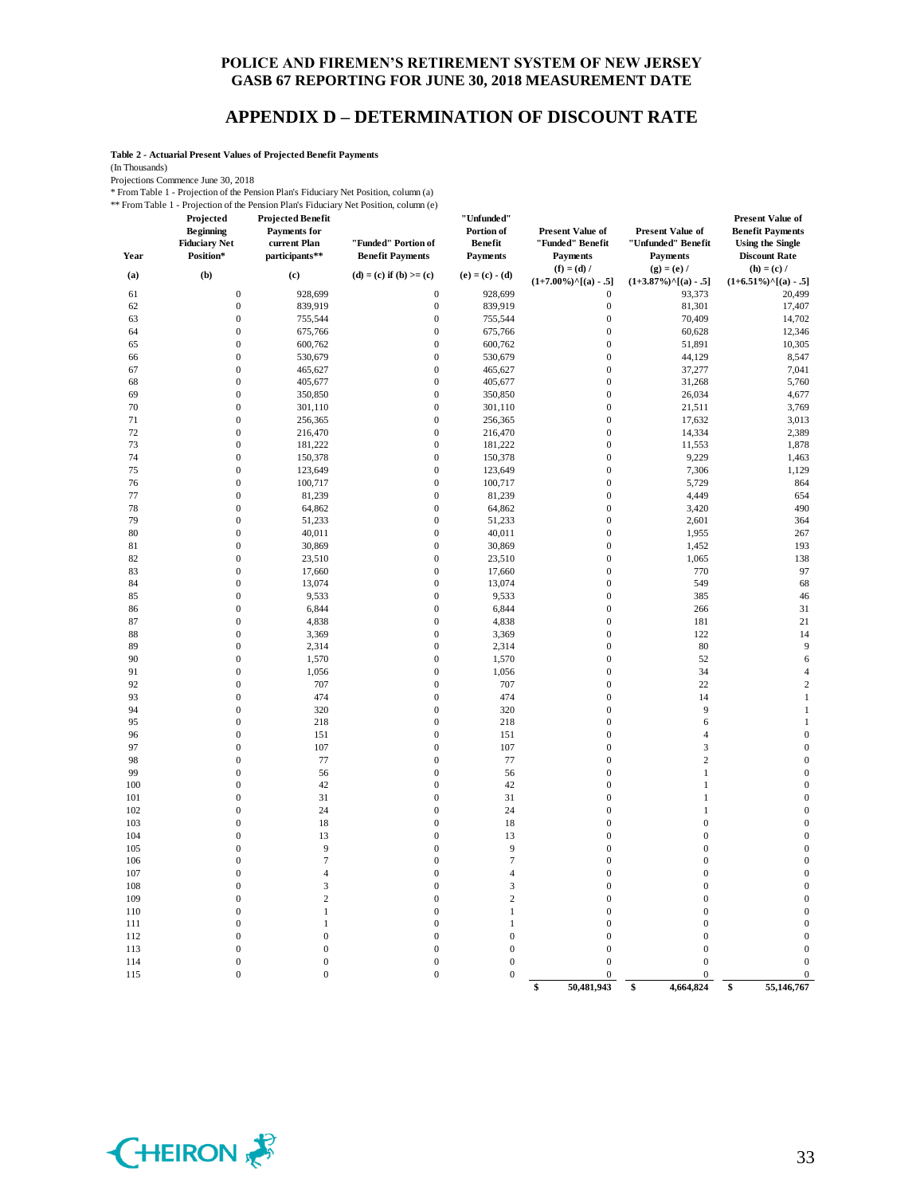## APPENDIX D – DETERMINATION OF DISCOUNT RATE

**Table 2 - Actuarial Present Values of Projected Benefit Payments**

(In Thousands)

Projections Commence June 30, 2018

* From Table 1 - Projection of the Pension Plan's Fiduciary Net Position, column (a)

** From Table 1 - Projection of the Pension Plan's Fiduciary Net Position, column (e)

| Year | Projected Beginning Fiduciary Net Position* | Projected Benefit Payments for current Plan participants** | "Funded" Portion of Benefit Payments | "Unfunded" Portion of Benefit Payments | Present Value of "Funded" Benefit Payments | Present Value of "Unfunded" Benefit Payments | Present Value of Benefit Payments Using the Single Discount Rate |
|---|---|---|---|---|---|---|---|
| (a) | (b) | (c) | (d) = (c) if (b) >= (c) | (e) = (c) - (d) | (f) = (d) / (1+7.00%)^[(a) - .5] | (g) = (e) / (1+3.87%)^[(a) - .5] | (h) = (c) / (1+6.51%)^[(a) - .5] |
| 61 | 0 | 928,699 | 0 | 928,699 | 0 | 93,373 | 20,499 |
| 62 | 0 | 839,919 | 0 | 839,919 | 0 | 81,301 | 17,407 |
| 63 | 0 | 755,544 | 0 | 755,544 | 0 | 70,409 | 14,702 |
| 64 | 0 | 675,766 | 0 | 675,766 | 0 | 60,628 | 12,346 |
| 65 | 0 | 600,762 | 0 | 600,762 | 0 | 51,891 | 10,305 |
| 66 | 0 | 530,679 | 0 | 530,679 | 0 | 44,129 | 8,547 |
| 67 | 0 | 465,627 | 0 | 465,627 | 0 | 37,277 | 7,041 |
| 68 | 0 | 405,677 | 0 | 405,677 | 0 | 31,268 | 5,760 |
| 69 | 0 | 350,850 | 0 | 350,850 | 0 | 26,034 | 4,677 |
| 70 | 0 | 301,110 | 0 | 301,110 | 0 | 21,511 | 3,769 |
| 71 | 0 | 256,365 | 0 | 256,365 | 0 | 17,632 | 3,013 |
| 72 | 0 | 216,470 | 0 | 216,470 | 0 | 14,334 | 2,389 |
| 73 | 0 | 181,222 | 0 | 181,222 | 0 | 11,553 | 1,878 |
| 74 | 0 | 150,378 | 0 | 150,378 | 0 | 9,229 | 1,463 |
| 75 | 0 | 123,649 | 0 | 123,649 | 0 | 7,306 | 1,129 |
| 76 | 0 | 100,717 | 0 | 100,717 | 0 | 5,729 | 864 |
| 77 | 0 | 81,239 | 0 | 81,239 | 0 | 4,449 | 654 |
| 78 | 0 | 64,862 | 0 | 64,862 | 0 | 3,420 | 490 |
| 79 | 0 | 51,233 | 0 | 51,233 | 0 | 2,601 | 364 |
| 80 | 0 | 40,011 | 0 | 40,011 | 0 | 1,955 | 267 |
| 81 | 0 | 30,869 | 0 | 30,869 | 0 | 1,452 | 193 |
| 82 | 0 | 23,510 | 0 | 23,510 | 0 | 1,065 | 138 |
| 83 | 0 | 17,660 | 0 | 17,660 | 0 | 770 | 97 |
| 84 | 0 | 13,074 | 0 | 13,074 | 0 | 549 | 68 |
| 85 | 0 | 9,533 | 0 | 9,533 | 0 | 385 | 46 |
| 86 | 0 | 6,844 | 0 | 6,844 | 0 | 266 | 31 |
| 87 | 0 | 4,838 | 0 | 4,838 | 0 | 181 | 21 |
| 88 | 0 | 3,369 | 0 | 3,369 | 0 | 122 | 14 |
| 89 | 0 | 2,314 | 0 | 2,314 | 0 | 80 | 9 |
| 90 | 0 | 1,570 | 0 | 1,570 | 0 | 52 | 6 |
| 91 | 0 | 1,056 | 0 | 1,056 | 0 | 34 | 4 |
| 92 | 0 | 707 | 0 | 707 | 0 | 22 | 2 |
| 93 | 0 | 474 | 0 | 474 | 0 | 14 | 1 |
| 94 | 0 | 320 | 0 | 320 | 0 | 9 | 1 |
| 95 | 0 | 218 | 0 | 218 | 0 | 6 | 1 |
| 96 | 0 | 151 | 0 | 151 | 0 | 4 | 0 |
| 97 | 0 | 107 | 0 | 107 | 0 | 3 | 0 |
| 98 | 0 | 77 | 0 | 77 | 0 | 2 | 0 |
| 99 | 0 | 56 | 0 | 56 | 0 | 1 | 0 |
| 100 | 0 | 42 | 0 | 42 | 0 | 1 | 0 |
| 101 | 0 | 31 | 0 | 31 | 0 | 1 | 0 |
| 102 | 0 | 24 | 0 | 24 | 0 | 1 | 0 |
| 103 | 0 | 18 | 0 | 18 | 0 | 0 | 0 |
| 104 | 0 | 13 | 0 | 13 | 0 | 0 | 0 |
| 105 | 0 | 9 | 0 | 9 | 0 | 0 | 0 |
| 106 | 0 | 7 | 0 | 7 | 0 | 0 | 0 |
| 107 | 0 | 4 | 0 | 4 | 0 | 0 | 0 |
| 108 | 0 | 3 | 0 | 3 | 0 | 0 | 0 |
| 109 | 0 | 2 | 0 | 2 | 0 | 0 | 0 |
| 110 | 0 | 1 | 0 | 1 | 0 | 0 | 0 |
| 111 | 0 | 1 | 0 | 1 | 0 | 0 | 0 |
| 112 | 0 | 0 | 0 | 0 | 0 | 0 | 0 |
| 113 | 0 | 0 | 0 | 0 | 0 | 0 | 0 |
| 114 | 0 | 0 | 0 | 0 | 0 | 0 | 0 |
| 115 | 0 | 0 | 0 | 0 | 0 | 0 | 0 |
| | | | | | $ 50,481,943 | $ 4,664,824 | $ 55,146,767 |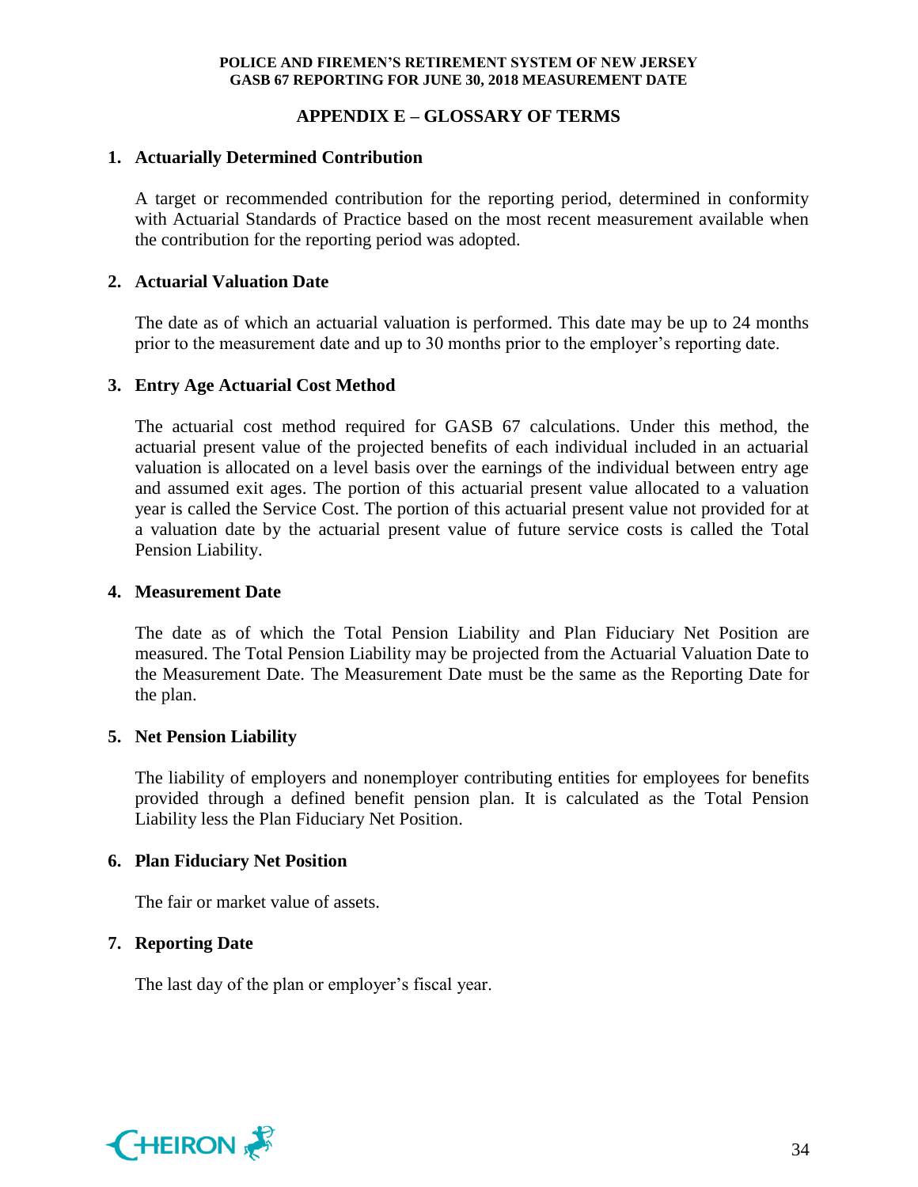## APPENDIX E – GLOSSARY OF TERMS

1. **Actuarially Determined Contribution**

   A target or recommended contribution for the reporting period, determined in conformity with Actuarial Standards of Practice based on the most recent measurement available when the contribution for the reporting period was adopted.

2. **Actuarial Valuation Date**

   The date as of which an actuarial valuation is performed. This date may be up to 24 months prior to the measurement date and up to 30 months prior to the employer's reporting date.

3. **Entry Age Actuarial Cost Method**

   The actuarial cost method required for GASB 67 calculations. Under this method, the actuarial present value of the projected benefits of each individual included in an actuarial valuation is allocated on a level basis over the earnings of the individual between entry age and assumed exit ages. The portion of this actuarial present value allocated to a valuation year is called the Service Cost. The portion of this actuarial present value not provided for at a valuation date by the actuarial present value of future service costs is called the Total Pension Liability.

4. **Measurement Date**

   The date as of which the Total Pension Liability and Plan Fiduciary Net Position are measured. The Total Pension Liability may be projected from the Actuarial Valuation Date to the Measurement Date. The Measurement Date must be the same as the Reporting Date for the plan.

5. **Net Pension Liability**

   The liability of employers and nonemployer contributing entities for employees for benefits provided through a defined benefit pension plan. It is calculated as the Total Pension Liability less the Plan Fiduciary Net Position.

6. **Plan Fiduciary Net Position**

   The fair or market value of assets.

7. **Reporting Date**

   The last day of the plan or employer's fiscal year.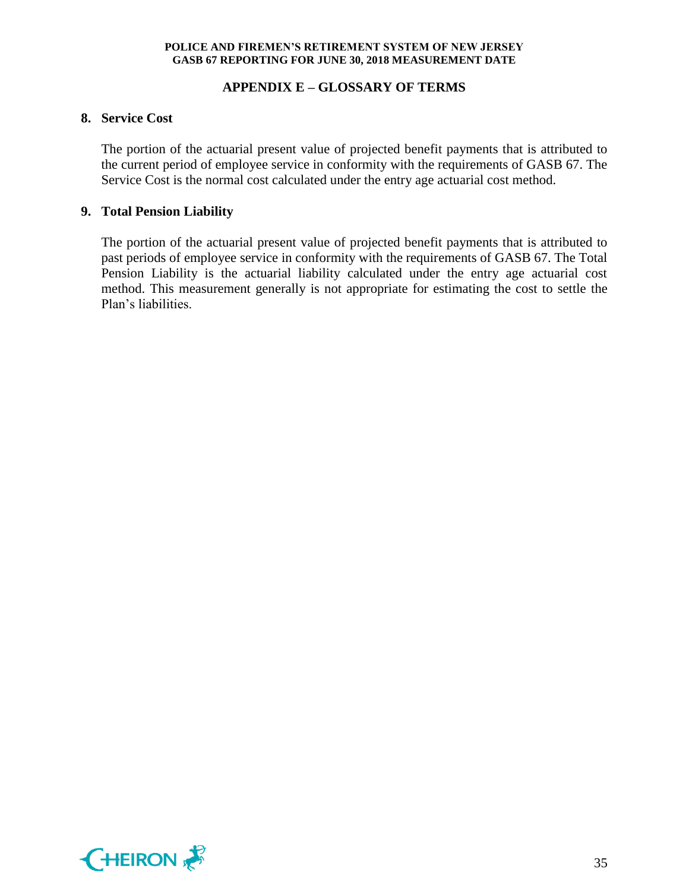## APPENDIX E – GLOSSARY OF TERMS

**8. Service Cost**

The portion of the actuarial present value of projected benefit payments that is attributed to the current period of employee service in conformity with the requirements of GASB 67. The Service Cost is the normal cost calculated under the entry age actuarial cost method.

**9. Total Pension Liability**

The portion of the actuarial present value of projected benefit payments that is attributed to past periods of employee service in conformity with the requirements of GASB 67. The Total Pension Liability is the actuarial liability calculated under the entry age actuarial cost method. This measurement generally is not appropriate for estimating the cost to settle the Plan's liabilities.